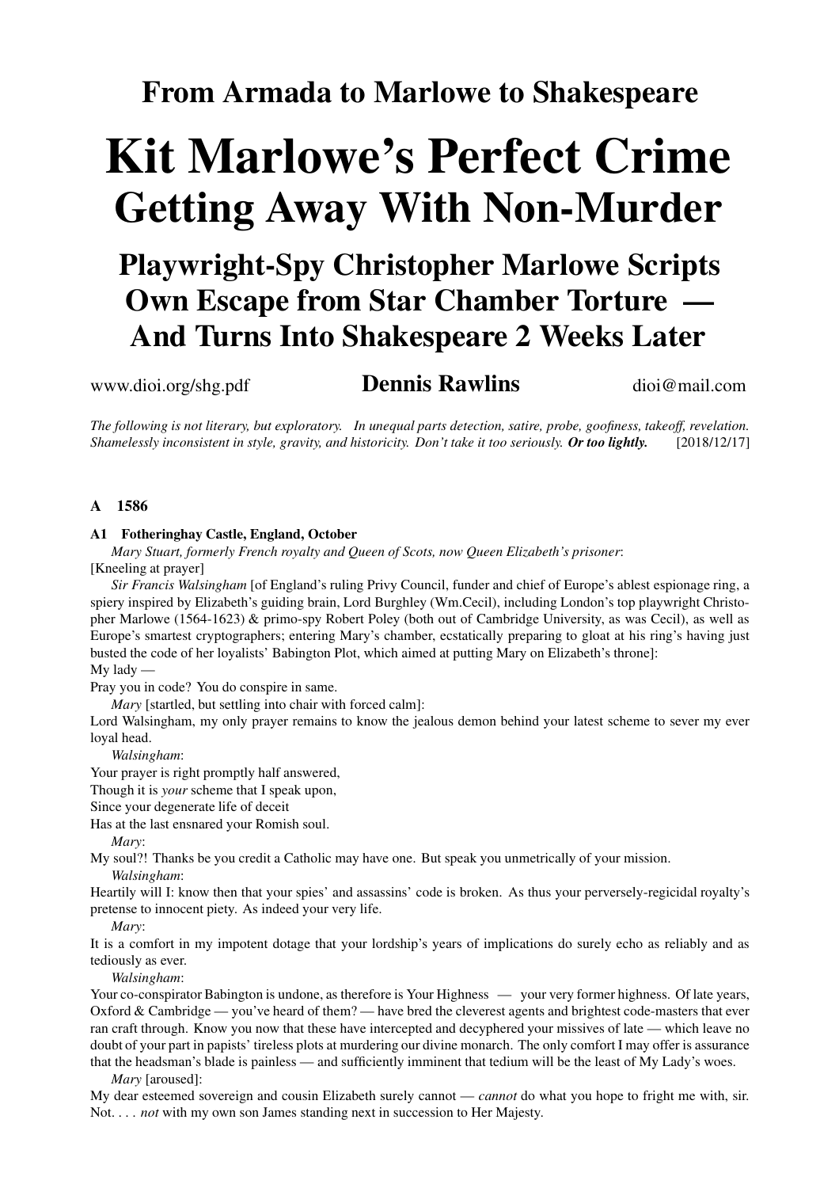# From Armada to Marlowe to Shakespeare

# Kit Marlowe's Perfect Crime
# Getting Away With Non-Murder

## Playwright-Spy Christopher Marlowe Scripts Own Escape from Star Chamber Torture — And Turns Into Shakespeare 2 Weeks Later

www.dioi.org/shg.pdf **Dennis Rawlins** dioi@mail.com

*The following is not literary, but exploratory. In unequal parts detection, satire, probe, goofiness, takeoff, revelation. Shamelessly inconsistent in style, gravity, and historicity. Don't take it too seriously.* ***Or too lightly.*** [2018/12/17]

### A 1586

#### A1 Fotheringhay Castle, England, October

*Mary Stuart, formerly French royalty and Queen of Scots, now Queen Elizabeth's prisoner*:
[Kneeling at prayer]

*Sir Francis Walsingham* [of England's ruling Privy Council, funder and chief of Europe's ablest espionage ring, a spiery inspired by Elizabeth's guiding brain, Lord Burghley (Wm.Cecil), including London's top playwright Christopher Marlowe (1564-1623) & primo-spy Robert Poley (both out of Cambridge University, as was Cecil), as well as Europe's smartest cryptographers; entering Mary's chamber, ecstatically preparing to gloat at his ring's having just busted the code of her loyalists' Babington Plot, which aimed at putting Mary on Elizabeth's throne]:

My lady —
Pray you in code? You do conspire in same.

*Mary* [startled, but settling into chair with forced calm]:
Lord Walsingham, my only prayer remains to know the jealous demon behind your latest scheme to sever my ever loyal head.

*Walsingham*:
Your prayer is right promptly half answered,
Though it is *your* scheme that I speak upon,
Since your degenerate life of deceit
Has at the last ensnared your Romish soul.

*Mary*:
My soul?! Thanks be you credit a Catholic may have one. But speak you unmetrically of your mission.

*Walsingham*:
Heartily will I: know then that your spies' and assassins' code is broken. As thus your perversely-regicidal royalty's pretense to innocent piety. As indeed your very life.

*Mary*:
It is a comfort in my impotent dotage that your lordship's years of implications do surely echo as reliably and as tediously as ever.

*Walsingham*:
Your co-conspirator Babington is undone, as therefore is Your Highness — your very former highness. Of late years, Oxford & Cambridge — you've heard of them? — have bred the cleverest agents and brightest code-masters that ever ran craft through. Know you now that these have intercepted and decyphered your missives of late — which leave no doubt of your part in papists' tireless plots at murdering our divine monarch. The only comfort I may offer is assurance that the headsman's blade is painless — and sufficiently imminent that tedium will be the least of My Lady's woes.

*Mary* [aroused]:
My dear esteemed sovereign and cousin Elizabeth surely cannot — *cannot* do what you hope to fright me with, sir. Not. . . . *not* with my own son James standing next in succession to Her Majesty.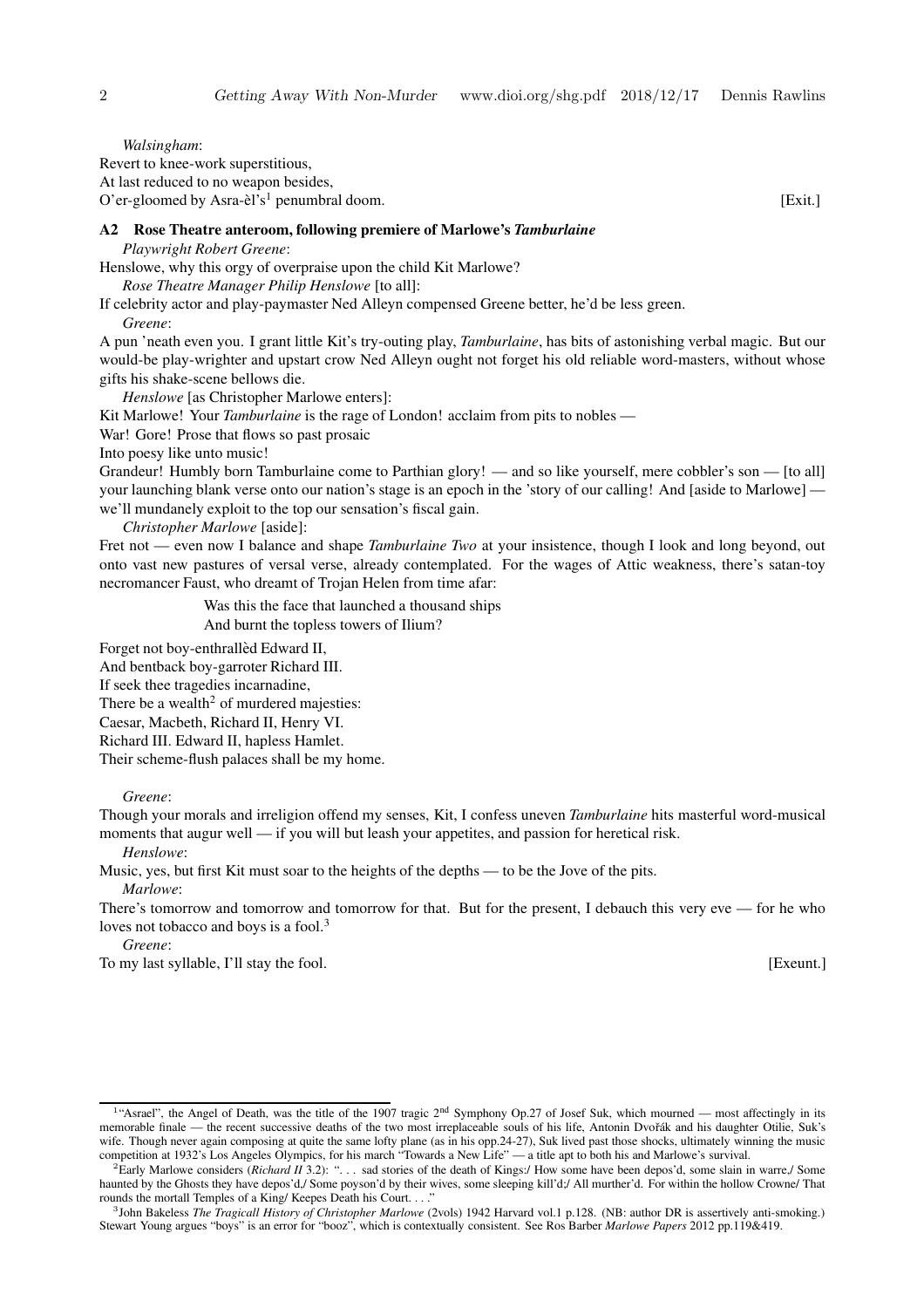*Walsingham*:
Revert to knee-work superstitious,
At last reduced to no weapon besides,
O'er-gloomed by Asra-èl's[1] penumbral doom. [Exit.]

### A2 Rose Theatre anteroom, following premiere of Marlowe's *Tamburlaine*

*Playwright Robert Greene*:
Henslowe, why this orgy of overpraise upon the child Kit Marlowe?

*Rose Theatre Manager Philip Henslowe* [to all]:
If celebrity actor and play-paymaster Ned Alleyn compensed Greene better, he'd be less green.

*Greene*:
A pun 'neath even you. I grant little Kit's try-outing play, *Tamburlaine*, has bits of astonishing verbal magic. But our would-be play-wrighter and upstart crow Ned Alleyn ought not forget his old reliable word-masters, without whose gifts his shake-scene bellows die.

*Henslowe* [as Christopher Marlowe enters]:
Kit Marlowe! Your *Tamburlaine* is the rage of London! acclaim from pits to nobles —
War! Gore! Prose that flows so past prosaic
Into poesy like unto music!
Grandeur! Humbly born Tamburlaine come to Parthian glory! — and so like yourself, mere cobbler's son — [to all] your launching blank verse onto our nation's stage is an epoch in the 'story of our calling! And [aside to Marlowe] — we'll mundanely exploit to the top our sensation's fiscal gain.

*Christopher Marlowe* [aside]:
Fret not — even now I balance and shape *Tamburlaine Two* at your insistence, though I look and long beyond, out onto vast new pastures of versal verse, already contemplated. For the wages of Attic weakness, there's satan-toy necromancer Faust, who dreamt of Trojan Helen from time afar:

> Was this the face that launched a thousand ships
> And burnt the topless towers of Ilium?

Forget not boy-enthrallèd Edward II,
And bentback boy-garroter Richard III.
If seek thee tragedies incarnadine,
There be a wealth[2] of murdered majesties:
Caesar, Macbeth, Richard II, Henry VI.
Richard III. Edward II, hapless Hamlet.
Their scheme-flush palaces shall be my home.

*Greene*:
Though your morals and irreligion offend my senses, Kit, I confess uneven *Tamburlaine* hits masterful word-musical moments that augur well — if you will but leash your appetites, and passion for heretical risk.

*Henslowe*:
Music, yes, but first Kit must soar to the heights of the depths — to be the Jove of the pits.

*Marlowe*:
There's tomorrow and tomorrow and tomorrow for that. But for the present, I debauch this very eve — for he who loves not tobacco and boys is a fool.[3]

*Greene*:
To my last syllable, I'll stay the fool. [Exeunt.]

---

[1] "Asrael", the Angel of Death, was the title of the 1907 tragic 2nd Symphony Op.27 of Josef Suk, which mourned — most affectingly in its memorable finale — the recent successive deaths of the two most irreplaceable souls of his life, Antonin Dvořák and his daughter Otilie, Suk's wife. Though never again composing at quite the same lofty plane (as in his opp.24-27), Suk lived past those shocks, ultimately winning the music competition at 1932's Los Angeles Olympics, for his march "Towards a New Life" — a title apt to both his and Marlowe's survival.

[2] Early Marlowe considers (*Richard II* 3.2): ". . . sad stories of the death of Kings:/ How some have been depos'd, some slain in warre,/ Some haunted by the Ghosts they have depos'd,/ Some poyson'd by their wives, some sleeping kill'd;/ All murther'd. For within the hollow Crowne/ That rounds the mortall Temples of a King/ Keepes Death his Court. . . ."

[3] John Bakeless *The Tragicall History of Christopher Marlowe* (2vols) 1942 Harvard vol.1 p.128. (NB: author DR is assertively anti-smoking.) Stewart Young argues "boys" is an error for "booz", which is contextually consistent. See Ros Barber *Marlowe Papers* 2012 pp.119&419.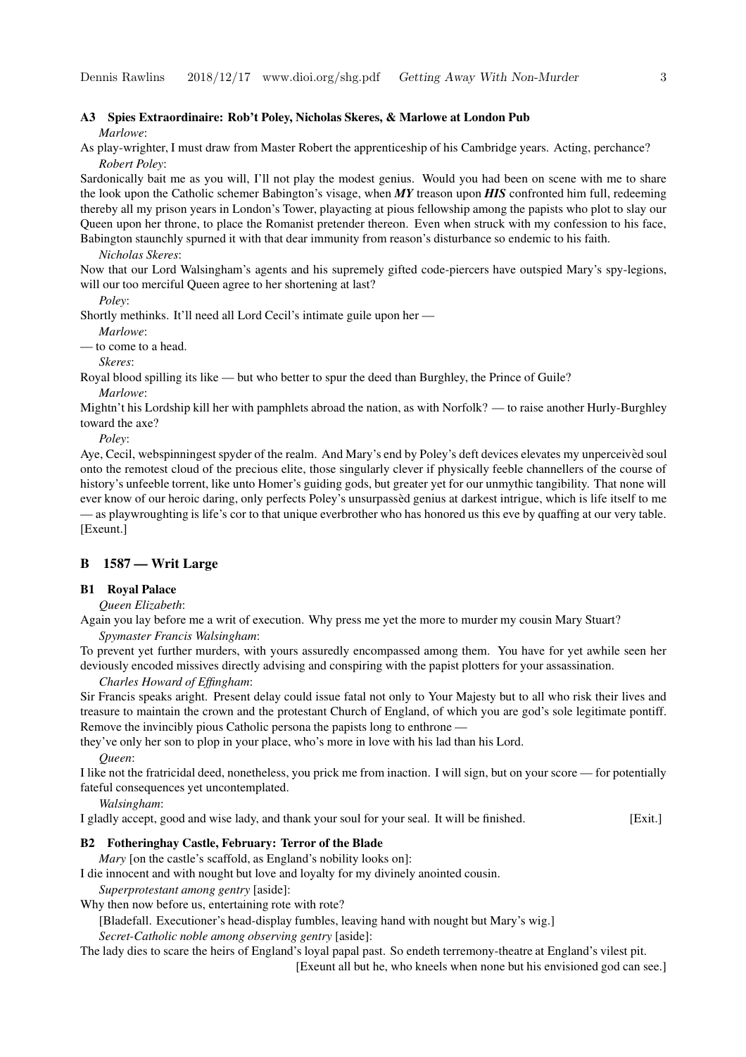### A3 Spies Extraordinaire: Rob't Poley, Nicholas Skeres, & Marlowe at London Pub

*Marlowe*:

As play-wrighter, I must draw from Master Robert the apprenticeship of his Cambridge years. Acting, perchance?

*Robert Poley*:

Sardonically bait me as you will, I'll not play the modest genius. Would you had been on scene with me to share the look upon the Catholic schemer Babington's visage, when ***MY*** treason upon ***HIS*** confronted him full, redeeming thereby all my prison years in London's Tower, playacting at pious fellowship among the papists who plot to slay our Queen upon her throne, to place the Romanist pretender thereon. Even when struck with my confession to his face, Babington staunchly spurned it with that dear immunity from reason's disturbance so endemic to his faith.

*Nicholas Skeres*:

Now that our Lord Walsingham's agents and his supremely gifted code-piercers have outspied Mary's spy-legions, will our too merciful Queen agree to her shortening at last?

*Poley*:

Shortly methinks. It'll need all Lord Cecil's intimate guile upon her —

*Marlowe*:

— to come to a head.

*Skeres*:

Royal blood spilling its like — but who better to spur the deed than Burghley, the Prince of Guile?

*Marlowe*:

Mightn't his Lordship kill her with pamphlets abroad the nation, as with Norfolk? — to raise another Hurly-Burghley toward the axe?

*Poley*:

Aye, Cecil, webspinningest spyder of the realm. And Mary's end by Poley's deft devices elevates my unperceivèd soul onto the remotest cloud of the precious elite, those singularly clever if physically feeble channellers of the course of history's unfeeble torrent, like unto Homer's guiding gods, but greater yet for our unmythic tangibility. That none will ever know of our heroic daring, only perfects Poley's unsurpassèd genius at darkest intrigue, which is life itself to me — as playwroughting is life's cor to that unique everbrother who has honored us this eve by quaffing at our very table. [Exeunt.]

## B 1587 — Writ Large

### B1 Royal Palace

*Queen Elizabeth*:

Again you lay before me a writ of execution. Why press me yet the more to murder my cousin Mary Stuart?

*Spymaster Francis Walsingham*:

To prevent yet further murders, with yours assuredly encompassed among them. You have for yet awhile seen her deviously encoded missives directly advising and conspiring with the papist plotters for your assassination.

*Charles Howard of Effingham*:

Sir Francis speaks aright. Present delay could issue fatal not only to Your Majesty but to all who risk their lives and treasure to maintain the crown and the protestant Church of England, of which you are god's sole legitimate pontiff. Remove the invincibly pious Catholic persona the papists long to enthrone —

they've only her son to plop in your place, who's more in love with his lad than his Lord.

*Queen*:

I like not the fratricidal deed, nonetheless, you prick me from inaction. I will sign, but on your score — for potentially fateful consequences yet uncontemplated.

*Walsingham*:

I gladly accept, good and wise lady, and thank your soul for your seal. It will be finished. [Exit.]

### B2 Fotheringhay Castle, February: Terror of the Blade

*Mary* [on the castle's scaffold, as England's nobility looks on]:

I die innocent and with nought but love and loyalty for my divinely anointed cousin.

*Superprotestant among gentry* [aside]:

Why then now before us, entertaining rote with rote?

[Bladefall. Executioner's head-display fumbles, leaving hand with nought but Mary's wig.]

*Secret-Catholic noble among observing gentry* [aside]:

The lady dies to scare the heirs of England's loyal papal past. So endeth terremony-theatre at England's vilest pit.

[Exeunt all but he, who kneels when none but his envisioned god can see.]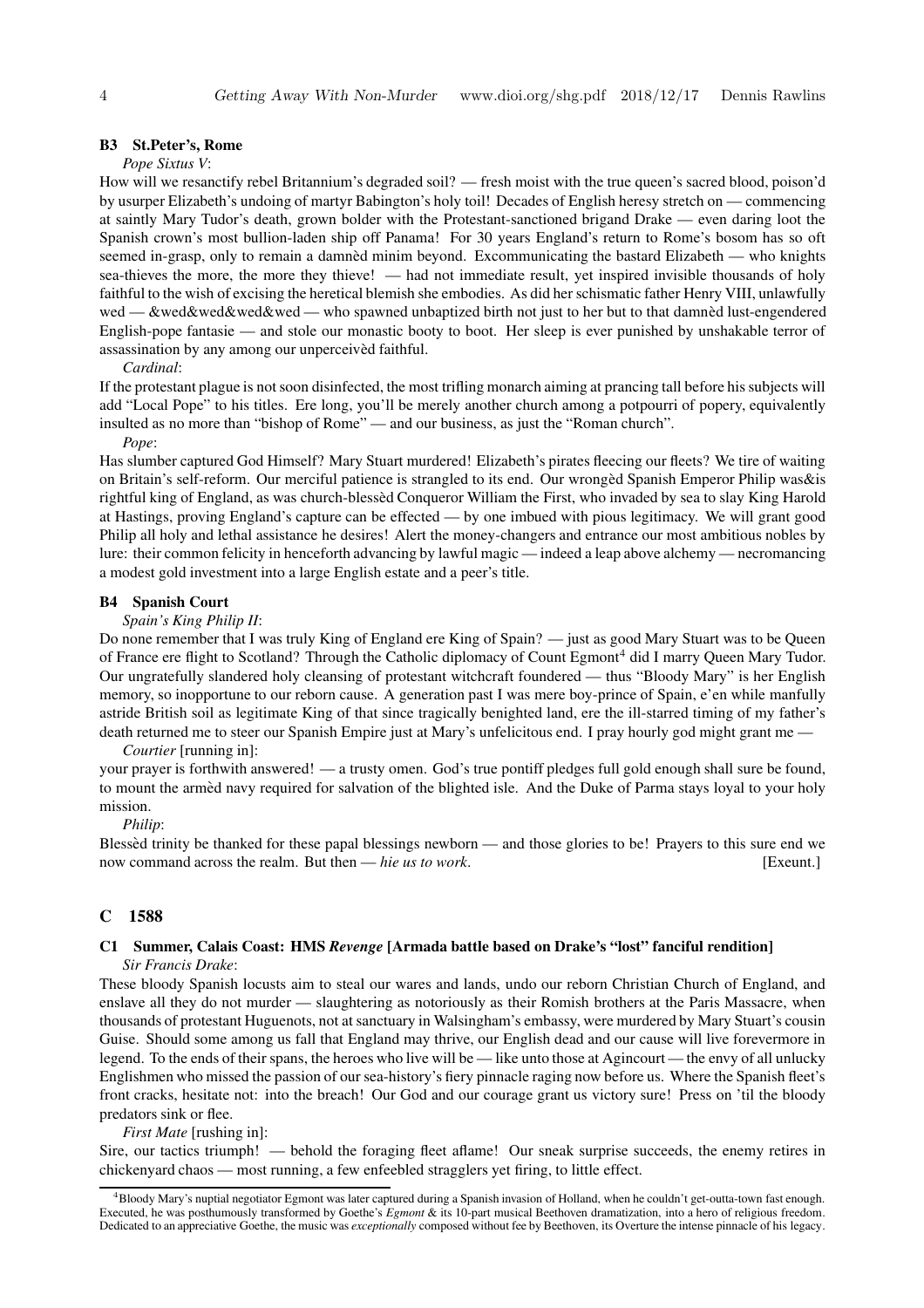### B3 St.Peter's, Rome

*Pope Sixtus V*:

How will we resanctify rebel Britannium's degraded soil? — fresh moist with the true queen's sacred blood, poison'd by usurper Elizabeth's undoing of martyr Babington's holy toil! Decades of English heresy stretch on — commencing at saintly Mary Tudor's death, grown bolder with the Protestant-sanctioned brigand Drake — even daring loot the Spanish crown's most bullion-laden ship off Panama! For 30 years England's return to Rome's bosom has so oft seemed in-grasp, only to remain a damnèd minim beyond. Excommunicating the bastard Elizabeth — who knights sea-thieves the more, the more they thieve! — had not immediate result, yet inspired invisible thousands of holy faithful to the wish of excising the heretical blemish she embodies. As did her schismatic father Henry VIII, unlawfully wed — &wed&wed&wed&wed — who spawned unbaptized birth not just to her but to that damnèd lust-engendered English-pope fantasie — and stole our monastic booty to boot. Her sleep is ever punished by unshakable terror of assassination by any among our unperceivèd faithful.

*Cardinal*:

If the protestant plague is not soon disinfected, the most trifling monarch aiming at prancing tall before his subjects will add "Local Pope" to his titles. Ere long, you'll be merely another church among a potpourri of popery, equivalently insulted as no more than "bishop of Rome" — and our business, as just the "Roman church".

*Pope*:

Has slumber captured God Himself? Mary Stuart murdered! Elizabeth's pirates fleecing our fleets? We tire of waiting on Britain's self-reform. Our merciful patience is strangled to its end. Our wrongèd Spanish Emperor Philip was&is rightful king of England, as was church-blessèd Conqueror William the First, who invaded by sea to slay King Harold at Hastings, proving England's capture can be effected — by one imbued with pious legitimacy. We will grant good Philip all holy and lethal assistance he desires! Alert the money-changers and entrance our most ambitious nobles by lure: their common felicity in henceforth advancing by lawful magic — indeed a leap above alchemy — necromancing a modest gold investment into a large English estate and a peer's title.

### B4 Spanish Court

*Spain's King Philip II*:

Do none remember that I was truly King of England ere King of Spain? — just as good Mary Stuart was to be Queen of France ere flight to Scotland? Through the Catholic diplomacy of Count Egmont[4] did I marry Queen Mary Tudor. Our ungratefully slandered holy cleansing of protestant witchcraft foundered — thus "Bloody Mary" is her English memory, so inopportune to our reborn cause. A generation past I was mere boy-prince of Spain, e'en while manfully astride British soil as legitimate King of that since tragically benighted land, ere the ill-starred timing of my father's death returned me to steer our Spanish Empire just at Mary's unfelicitous end. I pray hourly god might grant me —

*Courtier* [running in]:

your prayer is forthwith answered! — a trusty omen. God's true pontiff pledges full gold enough shall sure be found, to mount the armèd navy required for salvation of the blighted isle. And the Duke of Parma stays loyal to your holy mission.

*Philip*:

Blessèd trinity be thanked for these papal blessings newborn — and those glories to be! Prayers to this sure end we now command across the realm. But then — *hie us to work*. [Exeunt.]

## C 1588

### C1 Summer, Calais Coast: HMS *Revenge* [Armada battle based on Drake's "lost" fanciful rendition]

*Sir Francis Drake*:

These bloody Spanish locusts aim to steal our wares and lands, undo our reborn Christian Church of England, and enslave all they do not murder — slaughtering as notoriously as their Romish brothers at the Paris Massacre, when thousands of protestant Huguenots, not at sanctuary in Walsingham's embassy, were murdered by Mary Stuart's cousin Guise. Should some among us fall that England may thrive, our English dead and our cause will live forevermore in legend. To the ends of their spans, the heroes who live will be — like unto those at Agincourt — the envy of all unlucky Englishmen who missed the passion of our sea-history's fiery pinnacle raging now before us. Where the Spanish fleet's front cracks, hesitate not: into the breach! Our God and our courage grant us victory sure! Press on 'til the bloody predators sink or flee.

*First Mate* [rushing in]:

Sire, our tactics triumph! — behold the foraging fleet aflame! Our sneak surprise succeeds, the enemy retires in chickenyard chaos — most running, a few enfeebled stragglers yet firing, to little effect.

[4] Bloody Mary's nuptial negotiator Egmont was later captured during a Spanish invasion of Holland, when he couldn't get-outta-town fast enough. Executed, he was posthumously transformed by Goethe's *Egmont* & its 10-part musical Beethoven dramatization, into a hero of religious freedom. Dedicated to an appreciative Goethe, the music was *exceptionally* composed without fee by Beethoven, its Overture the intense pinnacle of his legacy.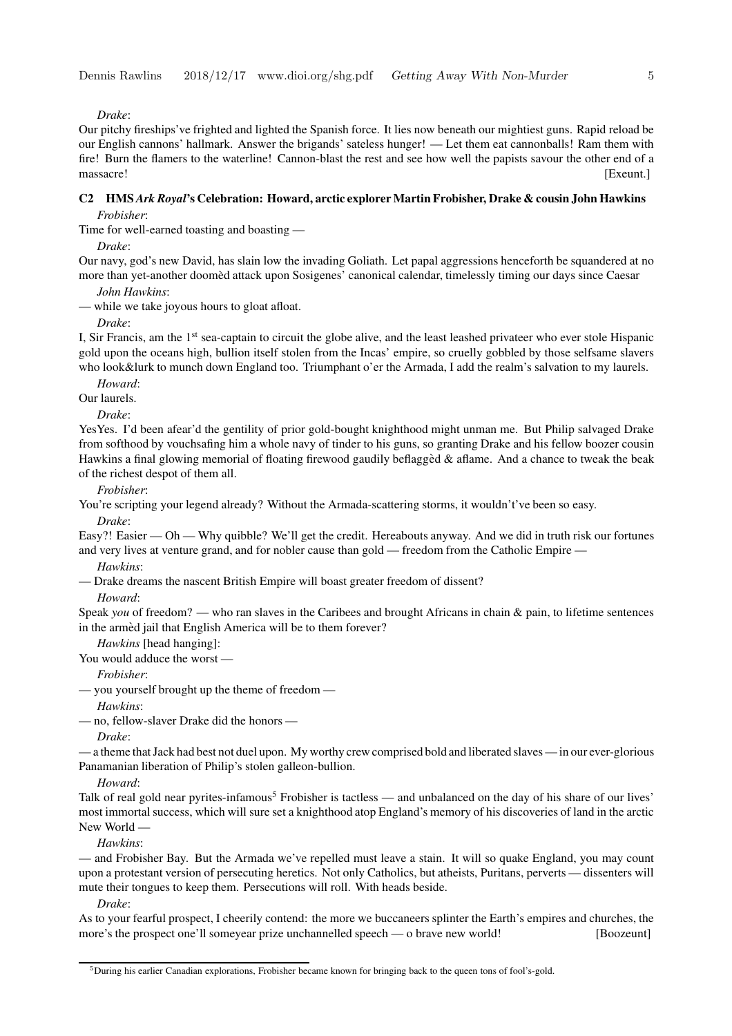*Drake*:

Our pitchy fireships've frighted and lighted the Spanish force. It lies now beneath our mightiest guns. Rapid reload be our English cannons' hallmark. Answer the brigands' sateless hunger! — Let them eat cannonballs! Ram them with fire! Burn the flamers to the waterline! Cannon-blast the rest and see how well the papists savour the other end of a massacre! [Exeunt.]

## C2 HMS *Ark Royal*'s Celebration: Howard, arctic explorer Martin Frobisher, Drake & cousin John Hawkins

*Frobisher*:

Time for well-earned toasting and boasting —

*Drake*:

Our navy, god's new David, has slain low the invading Goliath. Let papal aggressions henceforth be squandered at no more than yet-another doomèd attack upon Sosigenes' canonical calendar, timelessly timing our days since Caesar

*John Hawkins*:

— while we take joyous hours to gloat afloat.

*Drake*:

I, Sir Francis, am the 1st sea-captain to circuit the globe alive, and the least leashed privateer who ever stole Hispanic gold upon the oceans high, bullion itself stolen from the Incas' empire, so cruelly gobbled by those selfsame slavers who look&lurk to munch down England too. Triumphant o'er the Armada, I add the realm's salvation to my laurels.

*Howard*:

Our laurels.

*Drake*:

YesYes. I'd been afear'd the gentility of prior gold-bought knighthood might unman me. But Philip salvaged Drake from softhood by vouchsafing him a whole navy of tinder to his guns, so granting Drake and his fellow boozer cousin Hawkins a final glowing memorial of floating firewood gaudily beflaggèd & aflame. And a chance to tweak the beak of the richest despot of them all.

*Frobisher*:

You're scripting your legend already? Without the Armada-scattering storms, it wouldn't've been so easy.

*Drake*:

Easy?! Easier — Oh — Why quibble? We'll get the credit. Hereabouts anyway. And we did in truth risk our fortunes and very lives at venture grand, and for nobler cause than gold — freedom from the Catholic Empire —

*Hawkins*:

— Drake dreams the nascent British Empire will boast greater freedom of dissent?

*Howard*:

Speak *you* of freedom? — who ran slaves in the Caribees and brought Africans in chain & pain, to lifetime sentences in the armèd jail that English America will be to them forever?

*Hawkins* [head hanging]:

You would adduce the worst —

*Frobisher*:

— you yourself brought up the theme of freedom —

*Hawkins*:

— no, fellow-slaver Drake did the honors —

*Drake*:

— a theme that Jack had best not duel upon. My worthy crew comprised bold and liberated slaves — in our ever-glorious Panamanian liberation of Philip's stolen galleon-bullion.

*Howard*:

Talk of real gold near pyrites-infamous[5] Frobisher is tactless — and unbalanced on the day of his share of our lives' most immortal success, which will sure set a knighthood atop England's memory of his discoveries of land in the arctic New World —

*Hawkins*:

— and Frobisher Bay. But the Armada we've repelled must leave a stain. It will so quake England, you may count upon a protestant version of persecuting heretics. Not only Catholics, but atheists, Puritans, perverts — dissenters will mute their tongues to keep them. Persecutions will roll. With heads beside.

*Drake*:

As to your fearful prospect, I cheerily contend: the more we buccaneers splinter the Earth's empires and churches, the more's the prospect one'll someyear prize unchannelled speech — o brave new world! [Boozeunt]

---

[5] During his earlier Canadian explorations, Frobisher became known for bringing back to the queen tons of fool's-gold.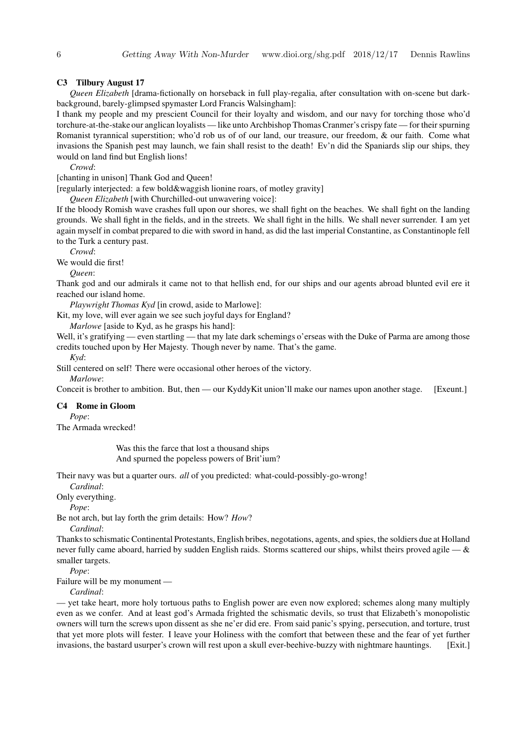### C3 Tilbury August 17

*Queen Elizabeth* [drama-fictionally on horseback in full play-regalia, after consultation with on-scene but dark-background, barely-glimpsed spymaster Lord Francis Walsingham]:

I thank my people and my prescient Council for their loyalty and wisdom, and our navy for torching those who'd torchure-at-the-stake our anglican loyalists — like unto Archbishop Thomas Cranmer's crispy fate — for their spurning Romanist tyrannical superstition; who'd rob us of of our land, our treasure, our freedom, & our faith. Come what invasions the Spanish pest may launch, we fain shall resist to the death! Ev'n did the Spaniards slip our ships, they would on land find but English lions!

*Crowd*:

[chanting in unison] Thank God and Queen!

[regularly interjected: a few bold&waggish lionine roars, of motley gravity]

*Queen Elizabeth* [with Churchilled-out unwavering voice]:

If the bloody Romish wave crashes full upon our shores, we shall fight on the beaches. We shall fight on the landing grounds. We shall fight in the fields, and in the streets. We shall fight in the hills. We shall never surrender. I am yet again myself in combat prepared to die with sword in hand, as did the last imperial Constantine, as Constantinople fell to the Turk a century past.

*Crowd*:

We would die first!

*Queen*:

Thank god and our admirals it came not to that hellish end, for our ships and our agents abroad blunted evil ere it reached our island home.

*Playwright Thomas Kyd* [in crowd, aside to Marlowe]:

Kit, my love, will ever again we see such joyful days for England?

*Marlowe* [aside to Kyd, as he grasps his hand]:

Well, it's gratifying — even startling — that my late dark schemings o'erseas with the Duke of Parma are among those credits touched upon by Her Majesty. Though never by name. That's the game.

*Kyd*:

Still centered on self! There were occasional other heroes of the victory.

*Marlowe*:

Conceit is brother to ambition. But, then — our KyddyKit union'll make our names upon another stage. [Exeunt.]

### C4 Rome in Gloom

*Pope*:

The Armada wrecked!

> Was this the farce that lost a thousand ships
> And spurned the popeless powers of Brit'ium?

Their navy was but a quarter ours. *all* of you predicted: what-could-possibly-go-wrong!

*Cardinal*:

Only everything.

*Pope*:

Be not arch, but lay forth the grim details: How? *How*?

*Cardinal*:

Thanks to schismatic Continental Protestants, English bribes, negotations, agents, and spies, the soldiers due at Holland never fully came aboard, harried by sudden English raids. Storms scattered our ships, whilst theirs proved agile — & smaller targets.

*Pope*:

Failure will be my monument —

*Cardinal*:

— yet take heart, more holy tortuous paths to English power are even now explored; schemes along many multiply even as we confer. And at least god's Armada frighted the schismatic devils, so trust that Elizabeth's monopolistic owners will turn the screws upon dissent as she ne'er did ere. From said panic's spying, persecution, and torture, trust that yet more plots will fester. I leave your Holiness with the comfort that between these and the fear of yet further invasions, the bastard usurper's crown will rest upon a skull ever-beehive-buzzy with nightmare hauntings. [Exit.]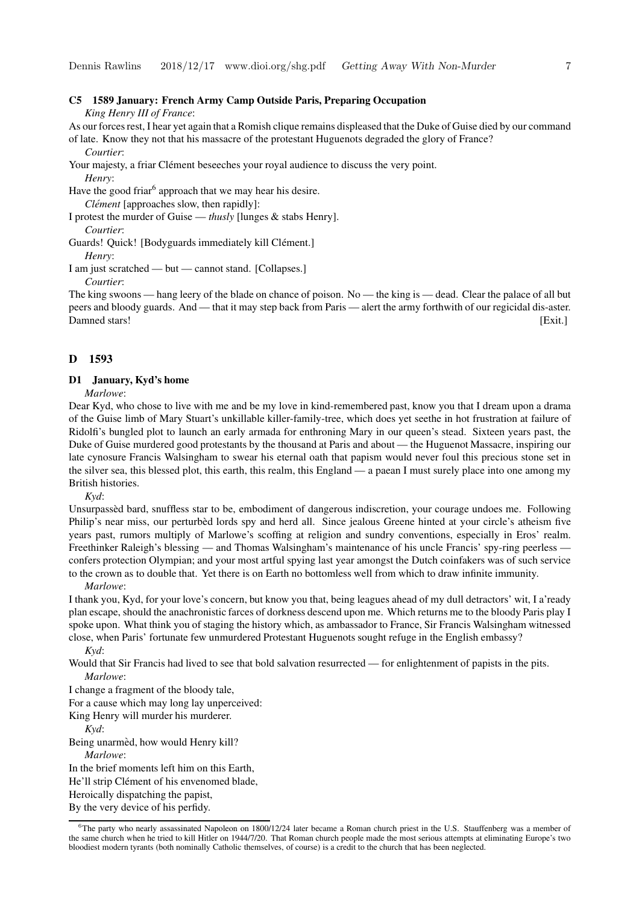### C5 1589 January: French Army Camp Outside Paris, Preparing Occupation

*King Henry III of France*:

As our forces rest, I hear yet again that a Romish clique remains displeased that the Duke of Guise died by our command of late. Know they not that his massacre of the protestant Huguenots degraded the glory of France?

*Courtier*:

Your majesty, a friar Clément beseeches your royal audience to discuss the very point.

*Henry*:

Have the good friar[6] approach that we may hear his desire.

*Clément* [approaches slow, then rapidly]:

I protest the murder of Guise — *thusly* [lunges & stabs Henry].

*Courtier*:

Guards! Quick! [Bodyguards immediately kill Clément.]

*Henry*:

I am just scratched — but — cannot stand. [Collapses.]

*Courtier*:

The king swoons — hang leery of the blade on chance of poison. No — the king is — dead. Clear the palace of all but peers and bloody guards. And — that it may step back from Paris — alert the army forthwith of our regicidal dis-aster. Damned stars! [Exit.]

## D 1593

### D1 January, Kyd's home

*Marlowe*:

Dear Kyd, who chose to live with me and be my love in kind-remembered past, know you that I dream upon a drama of the Guise limb of Mary Stuart's unkillable killer-family-tree, which does yet seethe in hot frustration at failure of Ridolfi's bungled plot to launch an early armada for enthroning Mary in our queen's stead. Sixteen years past, the Duke of Guise murdered good protestants by the thousand at Paris and about — the Huguenot Massacre, inspiring our late cynosure Francis Walsingham to swear his eternal oath that papism would never foul this precious stone set in the silver sea, this blessed plot, this earth, this realm, this England — a paean I must surely place into one among my British histories.

*Kyd*:

Unsurpassèd bard, snuffless star to be, embodiment of dangerous indiscretion, your courage undoes me. Following Philip's near miss, our perturbèd lords spy and herd all. Since jealous Greene hinted at your circle's atheism five years past, rumors multiply of Marlowe's scoffing at religion and sundry conventions, especially in Eros' realm. Freethinker Raleigh's blessing — and Thomas Walsingham's maintenance of his uncle Francis' spy-ring peerless — confers protection Olympian; and your most artful spying last year amongst the Dutch coinfakers was of such service to the crown as to double that. Yet there is on Earth no bottomless well from which to draw infinite immunity.

*Marlowe*:

I thank you, Kyd, for your love's concern, but know you that, being leagues ahead of my dull detractors' wit, I a'ready plan escape, should the anachronistic farces of dorkness descend upon me. Which returns me to the bloody Paris play I spoke upon. What think you of staging the history which, as ambassador to France, Sir Francis Walsingham witnessed close, when Paris' fortunate few unmurdered Protestant Huguenots sought refuge in the English embassy?

*Kyd*:

Would that Sir Francis had lived to see that bold salvation resurrected — for enlightenment of papists in the pits.

*Marlowe*:

I change a fragment of the bloody tale,
For a cause which may long lay unperceived:
King Henry will murder his murderer.

*Kyd*:

Being unarmèd, how would Henry kill?

*Marlowe*:

In the brief moments left him on this Earth,
He'll strip Clément of his envenomed blade,
Heroically dispatching the papist,
By the very device of his perfidy.

---

[6] The party who nearly assassinated Napoleon on 1800/12/24 later became a Roman church priest in the U.S. Stauffenberg was a member of the same church when he tried to kill Hitler on 1944/7/20. That Roman church people made the most serious attempts at eliminating Europe's two bloodiest modern tyrants (both nominally Catholic themselves, of course) is a credit to the church that has been neglected.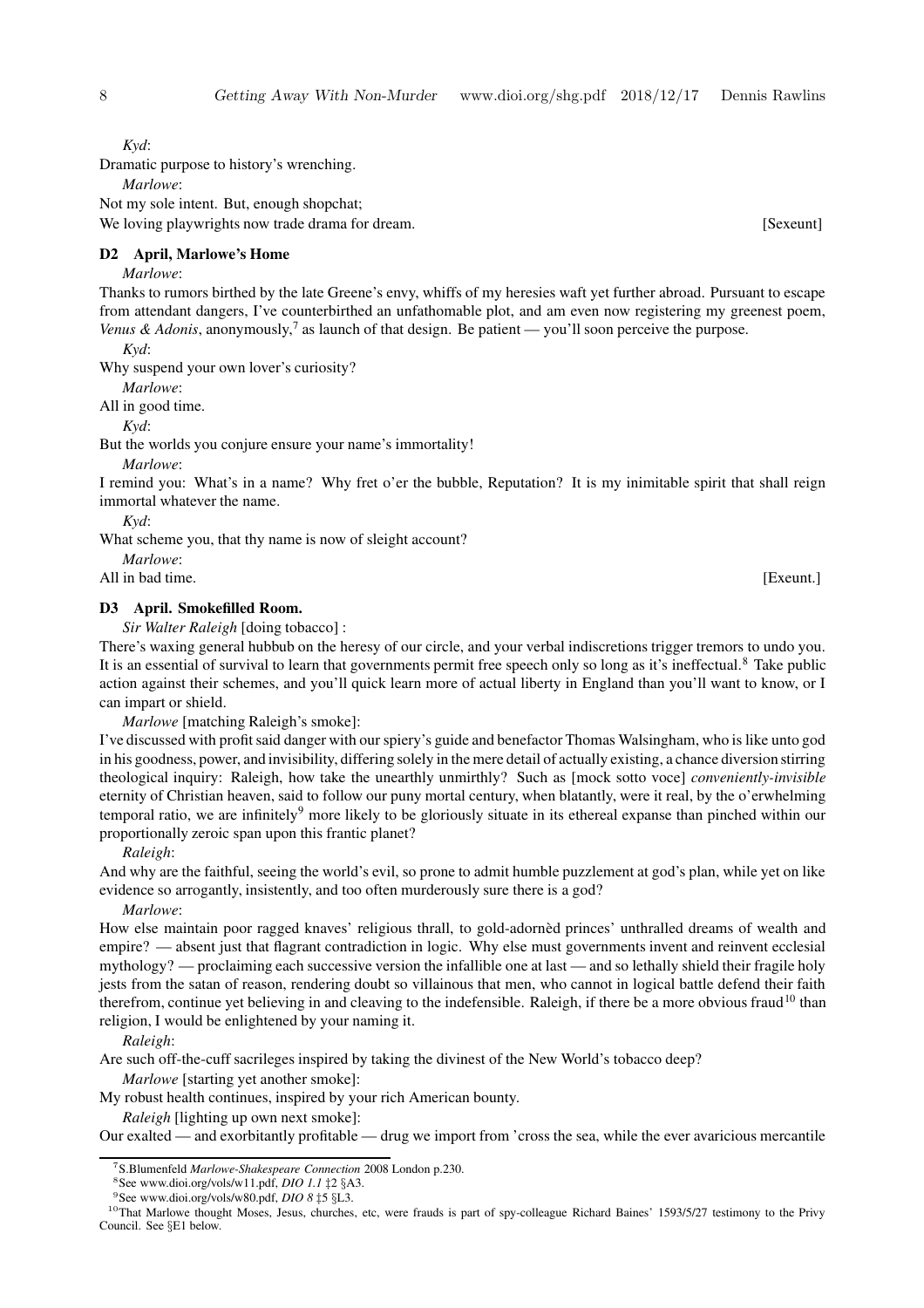*Kyd*:

Dramatic purpose to history's wrenching.

*Marlowe*:

Not my sole intent. But, enough shopchat;
We loving playwrights now trade drama for dream. [Sexeunt]

### D2 April, Marlowe's Home

*Marlowe*:

Thanks to rumors birthed by the late Greene's envy, whiffs of my heresies waft yet further abroad. Pursuant to escape from attendant dangers, I've counterbirthed an unfathomable plot, and am even now registering my greenest poem, *Venus & Adonis*, anonymously,[7] as launch of that design. Be patient — you'll soon perceive the purpose.

*Kyd*:

Why suspend your own lover's curiosity?

*Marlowe*:

All in good time.

*Kyd*:

But the worlds you conjure ensure your name's immortality!

*Marlowe*:

I remind you: What's in a name? Why fret o'er the bubble, Reputation? It is my inimitable spirit that shall reign immortal whatever the name.

*Kyd*:

What scheme you, that thy name is now of sleight account?

*Marlowe*:

All in bad time. [Exeunt.]

### D3 April. Smokefilled Room.

*Sir Walter Raleigh* [doing tobacco] :

There's waxing general hubbub on the heresy of our circle, and your verbal indiscretions trigger tremors to undo you. It is an essential of survival to learn that governments permit free speech only so long as it's ineffectual.[8] Take public action against their schemes, and you'll quick learn more of actual liberty in England than you'll want to know, or I can impart or shield.

*Marlowe* [matching Raleigh's smoke]:

I've discussed with profit said danger with our spiery's guide and benefactor Thomas Walsingham, who is like unto god in his goodness, power, and invisibility, differing solely in the mere detail of actually existing, a chance diversion stirring theological inquiry: Raleigh, how take the unearthly unmirthly? Such as [mock sotto voce] *conveniently-invisible* eternity of Christian heaven, said to follow our puny mortal century, when blatantly, were it real, by the o'erwhelming temporal ratio, we are infinitely[9] more likely to be gloriously situate in its ethereal expanse than pinched within our proportionally zeroic span upon this frantic planet?

*Raleigh*:

And why are the faithful, seeing the world's evil, so prone to admit humble puzzlement at god's plan, while yet on like evidence so arrogantly, insistently, and too often murderously sure there is a god?

*Marlowe*:

How else maintain poor ragged knaves' religious thrall, to gold-adornèd princes' unthralled dreams of wealth and empire? — absent just that flagrant contradiction in logic. Why else must governments invent and reinvent ecclesial mythology? — proclaiming each successive version the infallible one at last — and so lethally shield their fragile holy jests from the satan of reason, rendering doubt so villainous that men, who cannot in logical battle defend their faith therefrom, continue yet believing in and cleaving to the indefensible. Raleigh, if there be a more obvious fraud[10] than religion, I would be enlightened by your naming it.

*Raleigh*:

Are such off-the-cuff sacrileges inspired by taking the divinest of the New World's tobacco deep?

*Marlowe* [starting yet another smoke]:

My robust health continues, inspired by your rich American bounty.

*Raleigh* [lighting up own next smoke]:

Our exalted — and exorbitantly profitable — drug we import from 'cross the sea, while the ever avaricious mercantile

---

[7] S.Blumenfeld *Marlowe-Shakespeare Connection* 2008 London p.230.

[8] See www.dioi.org/vols/w11.pdf, *DIO 1.1* ‡2 §A3.

[9] See www.dioi.org/vols/w80.pdf, *DIO 8* ‡5 §L3.

[10] That Marlowe thought Moses, Jesus, churches, etc, were frauds is part of spy-colleague Richard Baines' 1593/5/27 testimony to the Privy Council. See §E1 below.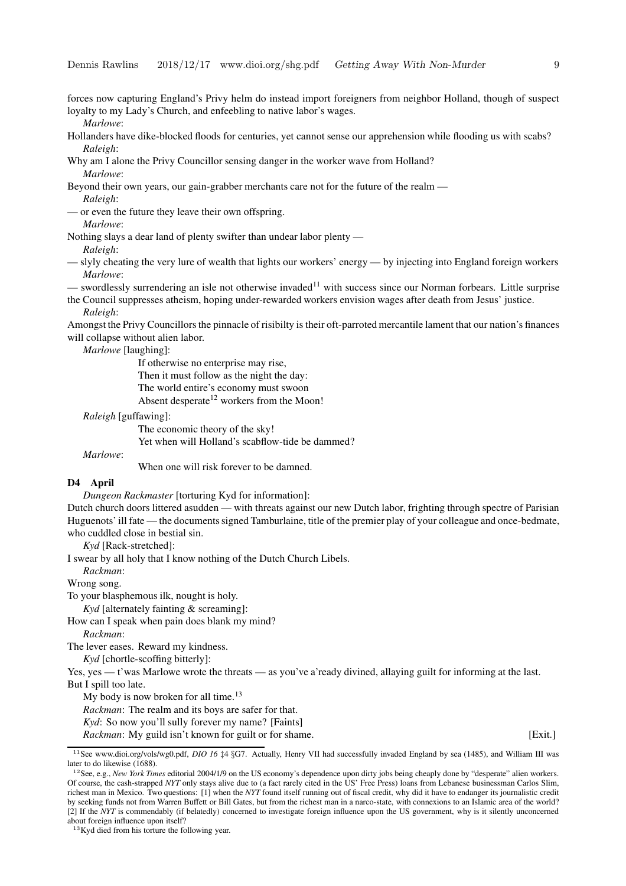forces now capturing England's Privy helm do instead import foreigners from neighbor Holland, though of suspect loyalty to my Lady's Church, and enfeebling to native labor's wages.

*Marlowe*:

Hollanders have dike-blocked floods for centuries, yet cannot sense our apprehension while flooding us with scabs?

*Raleigh*:

Why am I alone the Privy Councillor sensing danger in the worker wave from Holland?

*Marlowe*:

Beyond their own years, our gain-grabber merchants care not for the future of the realm —

*Raleigh*:

— or even the future they leave their own offspring.

*Marlowe*:

Nothing slays a dear land of plenty swifter than undear labor plenty —

*Raleigh*:

— slyly cheating the very lure of wealth that lights our workers' energy — by injecting into England foreign workers

*Marlowe*:

— swordlessly surrendering an isle not otherwise invaded[11] with success since our Norman forbears. Little surprise the Council suppresses atheism, hoping under-rewarded workers envision wages after death from Jesus' justice.

*Raleigh*:

Amongst the Privy Councillors the pinnacle of risibilty is their oft-parroted mercantile lament that our nation's finances will collapse without alien labor.

*Marlowe* [laughing]:

> If otherwise no enterprise may rise,
> Then it must follow as the night the day:
> The world entire's economy must swoon
> Absent desperate[12] workers from the Moon!

*Raleigh* [guffawing]:

> The economic theory of the sky!
> Yet when will Holland's scabflow-tide be dammed?

*Marlowe*:

> When one will risk forever to be damned.

### D4 April

*Dungeon Rackmaster* [torturing Kyd for information]:

Dutch church doors littered asudden — with threats against our new Dutch labor, frighting through spectre of Parisian Huguenots' ill fate — the documents signed Tamburlaine, title of the premier play of your colleague and once-bedmate, who cuddled close in bestial sin.

*Kyd* [Rack-stretched]:

I swear by all holy that I know nothing of the Dutch Church Libels.

*Rackman*:

Wrong song.
To your blasphemous ilk, nought is holy.

*Kyd* [alternately fainting & screaming]:

How can I speak when pain does blank my mind?

*Rackman*:

The lever eases. Reward my kindness.

*Kyd* [chortle-scoffing bitterly]:

Yes, yes — t'was Marlowe wrote the threats — as you've a'ready divined, allaying guilt for informing at the last.
But I spill too late.

My body is now broken for all time.[13]

*Rackman*: The realm and its boys are safer for that.

*Kyd*: So now you'll sully forever my name? [Faints]

*Rackman*: My guild isn't known for guilt or for shame. [Exit.]

---

[11] See www.dioi.org/vols/wg0.pdf, *DIO 16* ‡4 §G7. Actually, Henry VII had successfully invaded England by sea (1485), and William III was later to do likewise (1688).

[12] See, e.g., *New York Times* editorial 2004/1/9 on the US economy's dependence upon dirty jobs being cheaply done by "desperate" alien workers. Of course, the cash-strapped *NYT* only stays alive due to (a fact rarely cited in the US' Free Press) loans from Lebanese businessman Carlos Slim, richest man in Mexico. Two questions: [1] when the *NYT* found itself running out of fiscal credit, why did it have to endanger its journalistic credit by seeking funds not from Warren Buffett or Bill Gates, but from the richest man in a narco-state, with connexions to an Islamic area of the world? [2] If the *NYT* is commendably (if belatedly) concerned to investigate foreign influence upon the US government, why is it silently unconcerned about foreign influence upon itself?

[13] Kyd died from his torture the following year.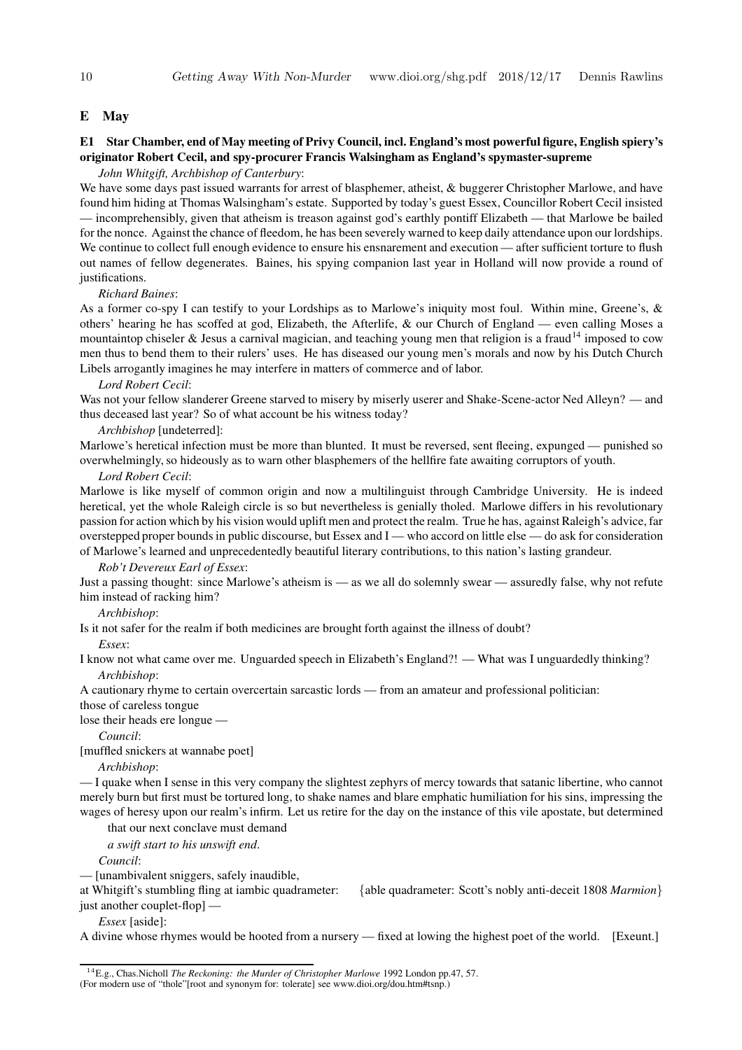## E May

### E1 Star Chamber, end of May meeting of Privy Council, incl. England's most powerful figure, English spiery's originator Robert Cecil, and spy-procurer Francis Walsingham as England's spymaster-supreme

*John Whitgift, Archbishop of Canterbury*:

We have some days past issued warrants for arrest of blasphemer, atheist, & buggerer Christopher Marlowe, and have found him hiding at Thomas Walsingham's estate. Supported by today's guest Essex, Councillor Robert Cecil insisted — incomprehensibly, given that atheism is treason against god's earthly pontiff Elizabeth — that Marlowe be bailed for the nonce. Against the chance of fleedom, he has been severely warned to keep daily attendance upon our lordships. We continue to collect full enough evidence to ensure his ensnarement and execution — after sufficient torture to flush out names of fellow degenerates. Baines, his spying companion last year in Holland will now provide a round of justifications.

*Richard Baines*:

As a former co-spy I can testify to your Lordships as to Marlowe's iniquity most foul. Within mine, Greene's, & others' hearing he has scoffed at god, Elizabeth, the Afterlife, & our Church of England — even calling Moses a mountaintop chiseler & Jesus a carnival magician, and teaching young men that religion is a fraud[14] imposed to cow men thus to bend them to their rulers' uses. He has diseased our young men's morals and now by his Dutch Church Libels arrogantly imagines he may interfere in matters of commerce and of labor.

*Lord Robert Cecil*:

Was not your fellow slanderer Greene starved to misery by miserly userer and Shake-Scene-actor Ned Alleyn? — and thus deceased last year? So of what account be his witness today?

*Archbishop* [undeterred]:

Marlowe's heretical infection must be more than blunted. It must be reversed, sent fleeing, expunged — punished so overwhelmingly, so hideously as to warn other blasphemers of the hellfire fate awaiting corruptors of youth.

*Lord Robert Cecil*:

Marlowe is like myself of common origin and now a multilinguist through Cambridge University. He is indeed heretical, yet the whole Raleigh circle is so but nevertheless is genially tholed. Marlowe differs in his revolutionary passion for action which by his vision would uplift men and protect the realm. True he has, against Raleigh's advice, far overstepped proper bounds in public discourse, but Essex and I — who accord on little else — do ask for consideration of Marlowe's learned and unprecedentedly beautiful literary contributions, to this nation's lasting grandeur.

*Rob't Devereux Earl of Essex*:

Just a passing thought: since Marlowe's atheism is — as we all do solemnly swear — assuredly false, why not refute him instead of racking him?

*Archbishop*:

Is it not safer for the realm if both medicines are brought forth against the illness of doubt?

*Essex*:

I know not what came over me. Unguarded speech in Elizabeth's England?! — What was I unguardedly thinking?

*Archbishop*:

A cautionary rhyme to certain overcertain sarcastic lords — from an amateur and professional politician:
those of careless tongue
lose their heads ere longue —

*Council*:

[muffled snickers at wannabe poet]

*Archbishop*:

— I quake when I sense in this very company the slightest zephyrs of mercy towards that satanic libertine, who cannot merely burn but first must be tortured long, to shake names and blare emphatic humiliation for his sins, impressing the wages of heresy upon our realm's infirm. Let us retire for the day on the instance of this vile apostate, but determined

that our next conclave must demand

*a swift start to his unswift end*.

*Council*:

— [unambivalent sniggers, safely inaudible,
at Whitgift's stumbling fling at iambic quadrameter: {able quadrameter: Scott's nobly anti-deceit 1808 *Marmion*}
just another couplet-flop] —

*Essex* [aside]:

A divine whose rhymes would be hooted from a nursery — fixed at lowing the highest poet of the world. [Exeunt.]

---

[14] E.g., Chas.Nicholl *The Reckoning: the Murder of Christopher Marlowe* 1992 London pp.47, 57.
(For modern use of "thole"[root and synonym for: tolerate] see www.dioi.org/dou.htm#tsnp.)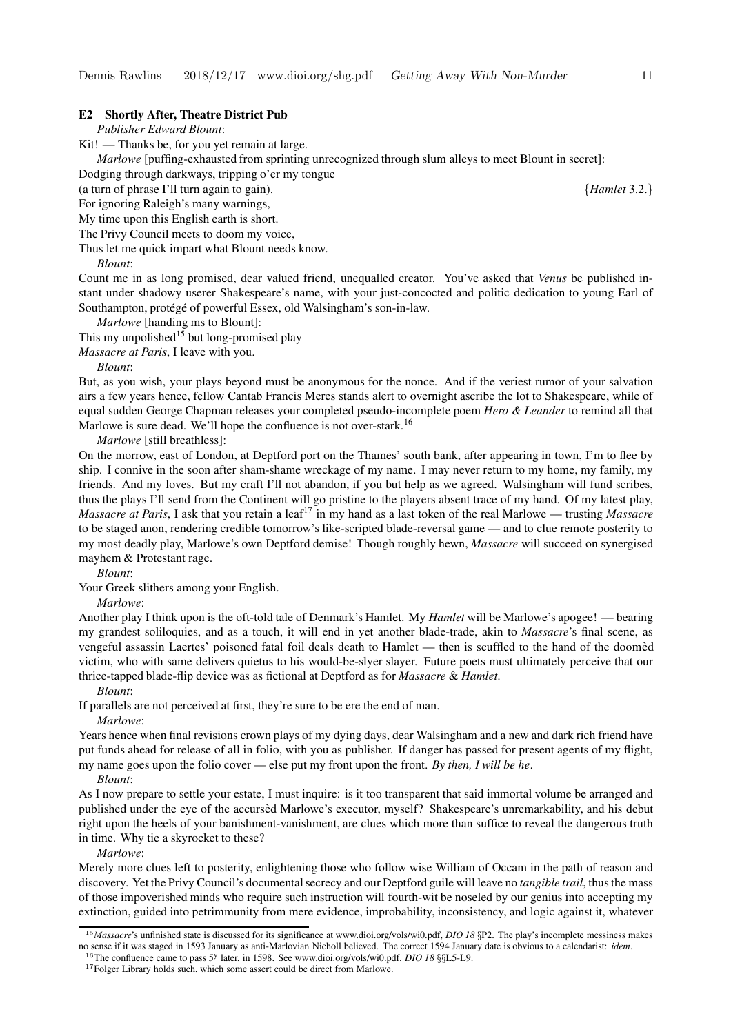## E2 Shortly After, Theatre District Pub

*Publisher Edward Blount*:

Kit! — Thanks be, for you yet remain at large.

*Marlowe* [puffing-exhausted from sprinting unrecognized through slum alleys to meet Blount in secret]:

Dodging through darkways, tripping o'er my tongue
(a turn of phrase I'll turn again to gain). {*Hamlet* 3.2.}
For ignoring Raleigh's many warnings,
My time upon this English earth is short.
The Privy Council meets to doom my voice,
Thus let me quick impart what Blount needs know.

*Blount*:

Count me in as long promised, dear valued friend, unequalled creator. You've asked that *Venus* be published instant under shadowy userer Shakespeare's name, with your just-concocted and politic dedication to young Earl of Southampton, protégé of powerful Essex, old Walsingham's son-in-law.

*Marlowe* [handing ms to Blount]:

This my unpolished[15] but long-promised play
*Massacre at Paris*, I leave with you.

*Blount*:

But, as you wish, your plays beyond must be anonymous for the nonce. And if the veriest rumor of your salvation airs a few years hence, fellow Cantab Francis Meres stands alert to overnight ascribe the lot to Shakespeare, while of equal sudden George Chapman releases your completed pseudo-incomplete poem *Hero & Leander* to remind all that Marlowe is sure dead. We'll hope the confluence is not over-stark.[16]

*Marlowe* [still breathless]:

On the morrow, east of London, at Deptford port on the Thames' south bank, after appearing in town, I'm to flee by ship. I connive in the soon after sham-shame wreckage of my name. I may never return to my home, my family, my friends. And my loves. But my craft I'll not abandon, if you but help as we agreed. Walsingham will fund scribes, thus the plays I'll send from the Continent will go pristine to the players absent trace of my hand. Of my latest play, *Massacre at Paris*, I ask that you retain a leaf[17] in my hand as a last token of the real Marlowe — trusting *Massacre* to be staged anon, rendering credible tomorrow's like-scripted blade-reversal game — and to clue remote posterity to my most deadly play, Marlowe's own Deptford demise! Though roughly hewn, *Massacre* will succeed on synergised mayhem & Protestant rage.

*Blount*:

Your Greek slithers among your English.

*Marlowe*:

Another play I think upon is the oft-told tale of Denmark's Hamlet. My *Hamlet* will be Marlowe's apogee! — bearing my grandest soliloquies, and as a touch, it will end in yet another blade-trade, akin to *Massacre*'s final scene, as vengeful assassin Laertes' poisoned fatal foil deals death to Hamlet — then is scuffled to the hand of the doomèd victim, who with same delivers quietus to his would-be-slyer slayer. Future poets must ultimately perceive that our thrice-tapped blade-flip device was as fictional at Deptford as for *Massacre* & *Hamlet*.

*Blount*:

If parallels are not perceived at first, they're sure to be ere the end of man.

*Marlowe*:

Years hence when final revisions crown plays of my dying days, dear Walsingham and a new and dark rich friend have put funds ahead for release of all in folio, with you as publisher. If danger has passed for present agents of my flight, my name goes upon the folio cover — else put my front upon the front. *By then, I will be he*.

*Blount*:

As I now prepare to settle your estate, I must inquire: is it too transparent that said immortal volume be arranged and published under the eye of the accursèd Marlowe's executor, myself? Shakespeare's unremarkability, and his debut right upon the heels of your banishment-vanishment, are clues which more than suffice to reveal the dangerous truth in time. Why tie a skyrocket to these?

*Marlowe*:

Merely more clues left to posterity, enlightening those who follow wise William of Occam in the path of reason and discovery. Yet the Privy Council's documental secrecy and our Deptford guile will leave no *tangible trail*, thus the mass of those impoverished minds who require such instruction will fourth-wit be noseled by our genius into accepting my extinction, guided into petrimmunity from mere evidence, improbability, inconsistency, and logic against it, whatever

---

[15] *Massacre*'s unfinished state is discussed for its significance at www.dioi.org/vols/wi0.pdf, *DIO 18* §P2. The play's incomplete messiness makes no sense if it was staged in 1593 January as anti-Marlovian Nicholl believed. The correct 1594 January date is obvious to a calendarist: *idem*.

[16] The confluence came to pass $5^y$ later, in 1598. See www.dioi.org/vols/wi0.pdf, *DIO 18* §§L5-L9.

[17] Folger Library holds such, which some assert could be direct from Marlowe.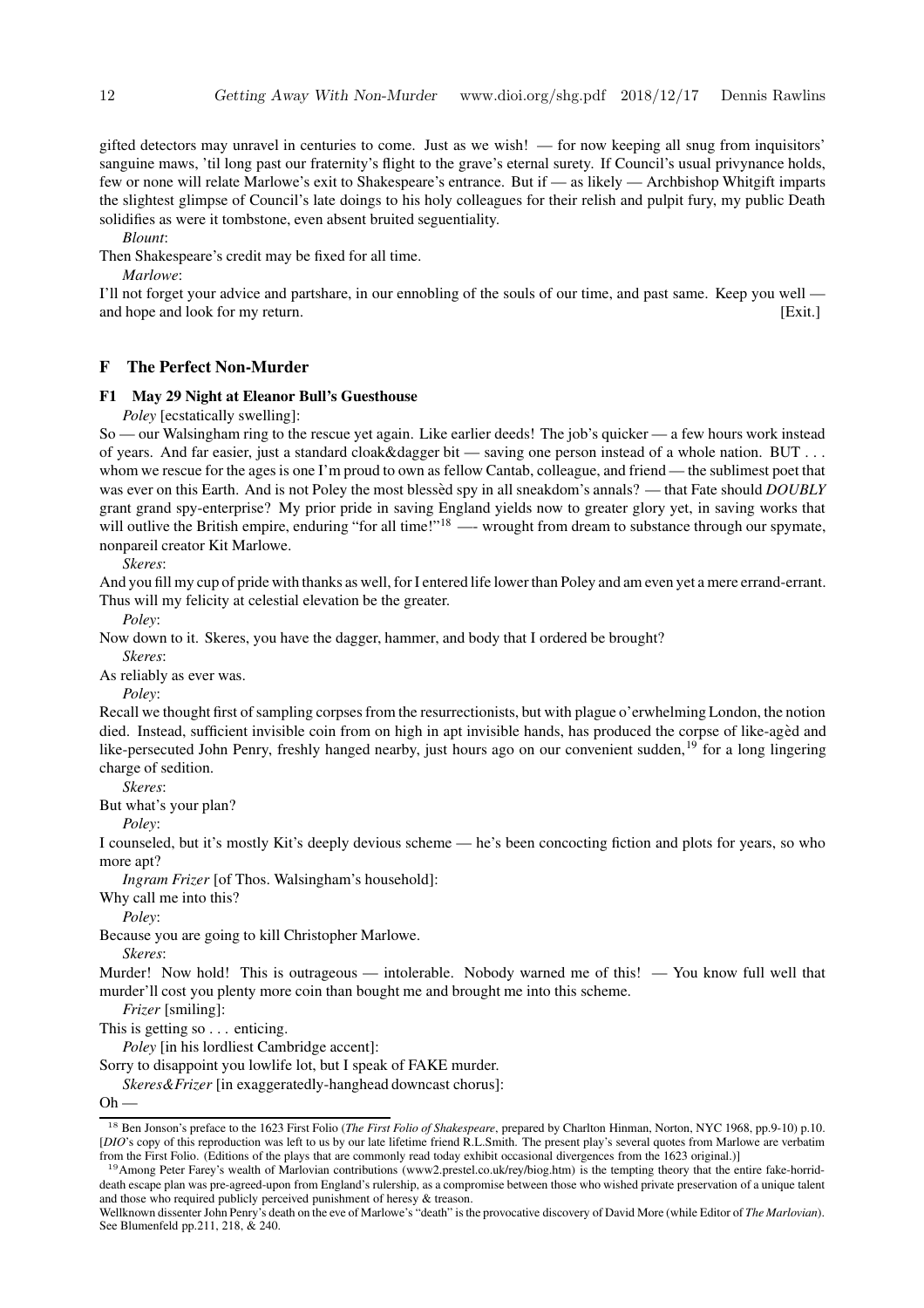gifted detectors may unravel in centuries to come. Just as we wish! — for now keeping all snug from inquisitors' sanguine maws, 'til long past our fraternity's flight to the grave's eternal surety. If Council's usual privynance holds, few or none will relate Marlowe's exit to Shakespeare's entrance. But if — as likely — Archbishop Whitgift imparts the slightest glimpse of Council's late doings to his holy colleagues for their relish and pulpit fury, my public Death solidifies as were it tombstone, even absent bruited seguentiality.

*Blount*:

Then Shakespeare's credit may be fixed for all time.

*Marlowe*:

I'll not forget your advice and partshare, in our ennobling of the souls of our time, and past same. Keep you well — and hope and look for my return. [Exit.]

## F The Perfect Non-Murder

### F1 May 29 Night at Eleanor Bull's Guesthouse

*Poley* [ecstatically swelling]:

So — our Walsingham ring to the rescue yet again. Like earlier deeds! The job's quicker — a few hours work instead of years. And far easier, just a standard cloak&dagger bit — saving one person instead of a whole nation. BUT . . . whom we rescue for the ages is one I'm proud to own as fellow Cantab, colleague, and friend — the sublimest poet that was ever on this Earth. And is not Poley the most blessèd spy in all sneakdom's annals? — that Fate should *DOUBLY* grant grand spy-enterprise? My prior pride in saving England yields now to greater glory yet, in saving works that will outlive the British empire, enduring "for all time!"[18] —- wrought from dream to substance through our spymate, nonpareil creator Kit Marlowe.

*Skeres*:

And you fill my cup of pride with thanks as well, for I entered life lower than Poley and am even yet a mere errand-errant. Thus will my felicity at celestial elevation be the greater.

*Poley*:

Now down to it. Skeres, you have the dagger, hammer, and body that I ordered be brought?

*Skeres*:

As reliably as ever was.

*Poley*:

Recall we thought first of sampling corpses from the resurrectionists, but with plague o'erwhelming London, the notion died. Instead, sufficient invisible coin from on high in apt invisible hands, has produced the corpse of like-agèd and like-persecuted John Penry, freshly hanged nearby, just hours ago on our convenient sudden,[19] for a long lingering charge of sedition.

*Skeres*:

But what's your plan?

*Poley*:

I counseled, but it's mostly Kit's deeply devious scheme — he's been concocting fiction and plots for years, so who more apt?

*Ingram Frizer* [of Thos. Walsingham's household]:

Why call me into this?

*Poley*:

Because you are going to kill Christopher Marlowe.

*Skeres*:

Murder! Now hold! This is outrageous — intolerable. Nobody warned me of this! — You know full well that murder'll cost you plenty more coin than bought me and brought me into this scheme.

*Frizer* [smiling]:

This is getting so . . . enticing.

*Poley* [in his lordliest Cambridge accent]:

Sorry to disappoint you lowlife lot, but I speak of FAKE murder.

*Skeres&Frizer* [in exaggeratedly-hanghead downcast chorus]:

Oh —

---

[18] Ben Jonson's preface to the 1623 First Folio (*The First Folio of Shakespeare*, prepared by Charlton Hinman, Norton, NYC 1968, pp.9-10) p.10. [*DIO*'s copy of this reproduction was left to us by our late lifetime friend R.L.Smith. The present play's several quotes from Marlowe are verbatim from the First Folio. (Editions of the plays that are commonly read today exhibit occasional divergences from the 1623 original.)]

[19] Among Peter Farey's wealth of Marlovian contributions (www2.prestel.co.uk/rey/biog.htm) is the tempting theory that the entire fake-horrid-death escape plan was pre-agreed-upon from England's rulership, as a compromise between those who wished private preservation of a unique talent and those who required publicly perceived punishment of heresy & treason.

Wellknown dissenter John Penry's death on the eve of Marlowe's "death" is the provocative discovery of David More (while Editor of *The Marlovian*). See Blumenfeld pp.211, 218, & 240.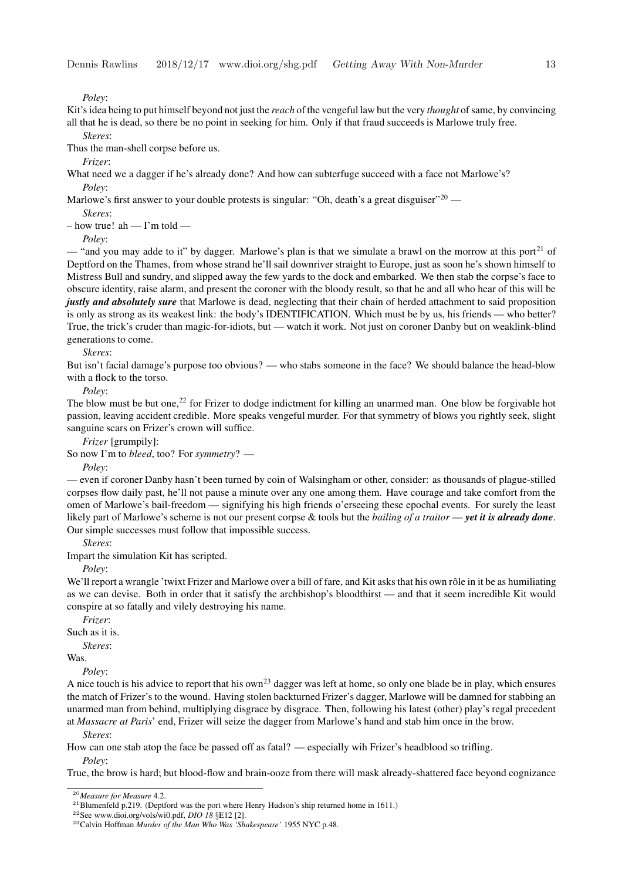*Poley*:

Kit's idea being to put himself beyond not just the *reach* of the vengeful law but the very *thought* of same, by convincing all that he is dead, so there be no point in seeking for him. Only if that fraud succeeds is Marlowe truly free.

*Skeres*:

Thus the man-shell corpse before us.

*Frizer*:

What need we a dagger if he's already done? And how can subterfuge succeed with a face not Marlowe's?

*Poley*:

Marlowe's first answer to your double protests is singular: "Oh, death's a great disguiser"[20] —

*Skeres*:

– how true! ah — I'm told —

*Poley*:

— "and you may adde to it" by dagger. Marlowe's plan is that we simulate a brawl on the morrow at this port[21] of Deptford on the Thames, from whose strand he'll sail downriver straight to Europe, just as soon he's shown himself to Mistress Bull and sundry, and slipped away the few yards to the dock and embarked. We then stab the corpse's face to obscure identity, raise alarm, and present the coroner with the bloody result, so that he and all who hear of this will be ***justly and absolutely sure*** that Marlowe is dead, neglecting that their chain of herded attachment to said proposition is only as strong as its weakest link: the body's IDENTIFICATION. Which must be by us, his friends — who better? True, the trick's cruder than magic-for-idiots, but — watch it work. Not just on coroner Danby but on weaklink-blind generations to come.

*Skeres*:

But isn't facial damage's purpose too obvious? — who stabs someone in the face? We should balance the head-blow with a flock to the torso.

*Poley*:

The blow must be but one,[22] for Frizer to dodge indictment for killing an unarmed man. One blow be forgivable hot passion, leaving accident credible. More speaks vengeful murder. For that symmetry of blows you rightly seek, slight sanguine scars on Frizer's crown will suffice.

*Frizer* [grumpily]:

So now I'm to *bleed*, too? For *symmetry*? —

*Poley*:

— even if coroner Danby hasn't been turned by coin of Walsingham or other, consider: as thousands of plague-stilled corpses flow daily past, he'll not pause a minute over any one among them. Have courage and take comfort from the omen of Marlowe's bail-freedom — signifying his high friends o'erseeing these epochal events. For surely the least likely part of Marlowe's scheme is not our present corpse & tools but the *bailing of a traitor* — ***yet it is already done***. Our simple successes must follow that impossible success.

*Skeres*:

Impart the simulation Kit has scripted.

*Poley*:

We'll report a wrangle 'twixt Frizer and Marlowe over a bill of fare, and Kit asks that his own rôle in it be as humiliating as we can devise. Both in order that it satisfy the archbishop's bloodthirst — and that it seem incredible Kit would conspire at so fatally and vilely destroying his name.

*Frizer*:

Such as it is.

*Skeres*:

Was.

*Poley*:

A nice touch is his advice to report that his own[23] dagger was left at home, so only one blade be in play, which ensures the match of Frizer's to the wound. Having stolen backturned Frizer's dagger, Marlowe will be damned for stabbing an unarmed man from behind, multiplying disgrace by disgrace. Then, following his latest (other) play's regal precedent at *Massacre at Paris*' end, Frizer will seize the dagger from Marlowe's hand and stab him once in the brow.

*Skeres*:

How can one stab atop the face be passed off as fatal? — especially wih Frizer's headblood so trifling.

*Poley*:

True, the brow is hard; but blood-flow and brain-ooze from there will mask already-shattered face beyond cognizance

---

[20] *Measure for Measure* 4.2.

[21] Blumenfeld p.219. (Deptford was the port where Henry Hudson's ship returned home in 1611.)

[22] See www.dioi.org/vols/wi0.pdf, *DIO 18* §E12 [2].

[23] Calvin Hoffman *Murder of the Man Who Was 'Shakespeare'* 1955 NYC p.48.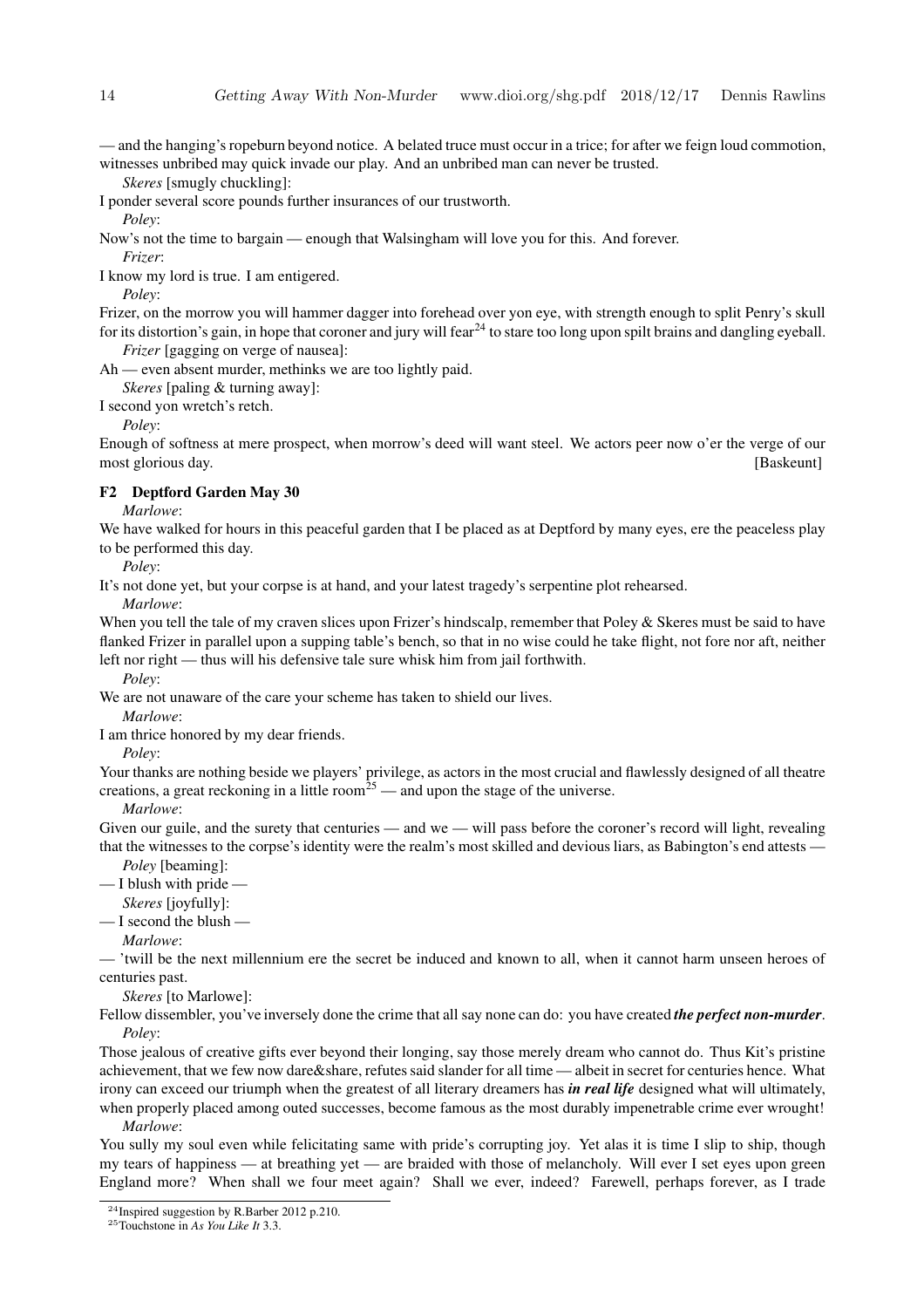— and the hanging's ropeburn beyond notice. A belated truce must occur in a trice; for after we feign loud commotion, witnesses unbribed may quick invade our play. And an unbribed man can never be trusted.

*Skeres* [smugly chuckling]:

I ponder several score pounds further insurances of our trustworth.

*Poley*:

Now's not the time to bargain — enough that Walsingham will love you for this. And forever.

*Frizer*:

I know my lord is true. I am entigered.

*Poley*:

Frizer, on the morrow you will hammer dagger into forehead over yon eye, with strength enough to split Penry's skull for its distortion's gain, in hope that coroner and jury will fear[24] to stare too long upon spilt brains and dangling eyeball.

*Frizer* [gagging on verge of nausea]:

Ah — even absent murder, methinks we are too lightly paid.

*Skeres* [paling & turning away]:

I second yon wretch's retch.

*Poley*:

Enough of softness at mere prospect, when morrow's deed will want steel. We actors peer now o'er the verge of our most glorious day. [Baskeunt]

### F2 Deptford Garden May 30

*Marlowe*:

We have walked for hours in this peaceful garden that I be placed as at Deptford by many eyes, ere the peaceless play to be performed this day.

*Poley*:

It's not done yet, but your corpse is at hand, and your latest tragedy's serpentine plot rehearsed.

*Marlowe*:

When you tell the tale of my craven slices upon Frizer's hindscalp, remember that Poley & Skeres must be said to have flanked Frizer in parallel upon a supping table's bench, so that in no wise could he take flight, not fore nor aft, neither left nor right — thus will his defensive tale sure whisk him from jail forthwith.

*Poley*:

We are not unaware of the care your scheme has taken to shield our lives.

*Marlowe*:

I am thrice honored by my dear friends.

*Poley*:

Your thanks are nothing beside we players' privilege, as actors in the most crucial and flawlessly designed of all theatre creations, a great reckoning in a little room[25] — and upon the stage of the universe.

*Marlowe*:

Given our guile, and the surety that centuries — and we — will pass before the coroner's record will light, revealing that the witnesses to the corpse's identity were the realm's most skilled and devious liars, as Babington's end attests —

*Poley* [beaming]:

— I blush with pride —

*Skeres* [joyfully]:

— I second the blush —

*Marlowe*:

— 'twill be the next millennium ere the secret be induced and known to all, when it cannot harm unseen heroes of centuries past.

*Skeres* [to Marlowe]:

Fellow dissembler, you've inversely done the crime that all say none can do: you have created ***the perfect non-murder***.

*Poley*:

Those jealous of creative gifts ever beyond their longing, say those merely dream who cannot do. Thus Kit's pristine achievement, that we few now dare&share, refutes said slander for all time — albeit in secret for centuries hence. What irony can exceed our triumph when the greatest of all literary dreamers has ***in real life*** designed what will ultimately, when properly placed among outed successes, become famous as the most durably impenetrable crime ever wrought!

*Marlowe*:

You sully my soul even while felicitating same with pride's corrupting joy. Yet alas it is time I slip to ship, though my tears of happiness — at breathing yet — are braided with those of melancholy. Will ever I set eyes upon green England more? When shall we four meet again? Shall we ever, indeed? Farewell, perhaps forever, as I trade

[24] Inspired suggestion by R.Barber 2012 p.210.

[25] Touchstone in *As You Like It* 3.3.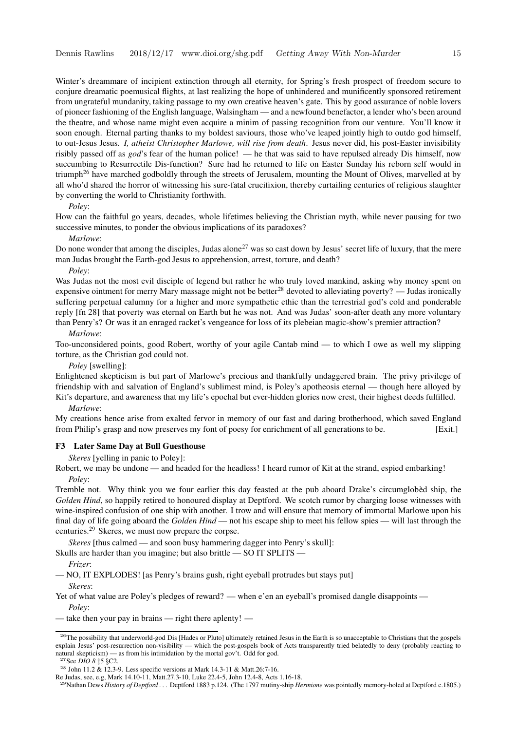Winter's dreammare of incipient extinction through all eternity, for Spring's fresh prospect of freedom secure to conjure dreamatic poemusical flights, at last realizing the hope of unhindered and munificently sponsored retirement from ungrateful mundanity, taking passage to my own creative heaven's gate. This by good assurance of noble lovers of pioneer fashioning of the English language, Walsingham — and a newfound benefactor, a lender who's been around the theatre, and whose name might even acquire a minim of passing recognition from our venture. You'll know it soon enough. Eternal parting thanks to my boldest saviours, those who've leaped jointly high to outdo god himself, to out-Jesus Jesus. *I, atheist Christopher Marlowe, will rise from death*. Jesus never did, his post-Easter invisibility risibly passed off as *god*'s fear of the human police! — he that was said to have repulsed already Dis himself, now succumbing to Resurrectile Dis-function? Sure had he returned to life on Easter Sunday his reborn self would in triumph[26] have marched godboldly through the streets of Jerusalem, mounting the Mount of Olives, marvelled at by all who'd shared the horror of witnessing his sure-fatal crucifixion, thereby curtailing centuries of religious slaughter by converting the world to Christianity forthwith.

*Poley*:

How can the faithful go years, decades, whole lifetimes believing the Christian myth, while never pausing for two successive minutes, to ponder the obvious implications of its paradoxes?

*Marlowe*:

Do none wonder that among the disciples, Judas alone[27] was so cast down by Jesus' secret life of luxury, that the mere man Judas brought the Earth-god Jesus to apprehension, arrest, torture, and death?

*Poley*:

Was Judas not the most evil disciple of legend but rather he who truly loved mankind, asking why money spent on expensive ointment for merry Mary massage might not be better[28] devoted to alleviating poverty? — Judas ironically suffering perpetual calumny for a higher and more sympathetic ethic than the terrestrial god's cold and ponderable reply [fn 28] that poverty was eternal on Earth but he was not. And was Judas' soon-after death any more voluntary than Penry's? Or was it an enraged racket's vengeance for loss of its plebeian magic-show's premier attraction?

*Marlowe*:

Too-unconsidered points, good Robert, worthy of your agile Cantab mind — to which I owe as well my slipping torture, as the Christian god could not.

*Poley* [swelling]:

Enlightened skepticism is but part of Marlowe's precious and thankfully undaggered brain. The privy privilege of friendship with and salvation of England's sublimest mind, is Poley's apotheosis eternal — though here alloyed by Kit's departure, and awareness that my life's epochal but ever-hidden glories now crest, their highest deeds fulfilled.

*Marlowe*:

My creations hence arise from exalted fervor in memory of our fast and daring brotherhood, which saved England from Philip's grasp and now preserves my font of poesy for enrichment of all generations to be. [Exit.]

### F3 Later Same Day at Bull Guesthouse

*Skeres* [yelling in panic to Poley]:

Robert, we may be undone — and headed for the headless! I heard rumor of Kit at the strand, espied embarking!

*Poley*:

Tremble not. Why think you we four earlier this day feasted at the pub aboard Drake's circumglobèd ship, the *Golden Hind*, so happily retired to honoured display at Deptford. We scotch rumor by charging loose witnesses with wine-inspired confusion of one ship with another. I trow and will ensure that memory of immortal Marlowe upon his final day of life going aboard the *Golden Hind* — not his escape ship to meet his fellow spies — will last through the centuries.[29] Skeres, we must now prepare the corpse.

*Skeres* [thus calmed — and soon busy hammering dagger into Penry's skull]:

Skulls are harder than you imagine; but also brittle — SO IT SPLITS —

*Frizer*:

— NO, IT EXPLODES! [as Penry's brains gush, right eyeball protrudes but stays put]

*Skeres*:

Yet of what value are Poley's pledges of reward? — when e'en an eyeball's promised dangle disappoints —

*Poley*:

— take then your pay in brains — right there aplenty! —

---

[26] The possibility that underworld-god Dis [Hades or Pluto] ultimately retained Jesus in the Earth is so unacceptable to Christians that the gospels explain Jesus' post-resurrection non-visibility — which the post-gospels book of Acts transparently tried belatedly to deny (probably reacting to natural skepticism) — as from his intimidation by the mortal gov't. Odd for god.

[27] See *DIO 8* ‡5 §C2.

[28] John 11.2 & 12.3-9. Less specific versions at Mark 14.3-11 & Matt.26:7-16.
Re Judas, see, e.g, Mark 14.10-11, Matt.27.3-10, Luke 22.4-5, John 12.4-8, Acts 1.16-18.

[29] Nathan Dews *History of Deptford* . . . Deptford 1883 p.124. (The 1797 mutiny-ship *Hermione* was pointedly memory-holed at Deptford c.1805.)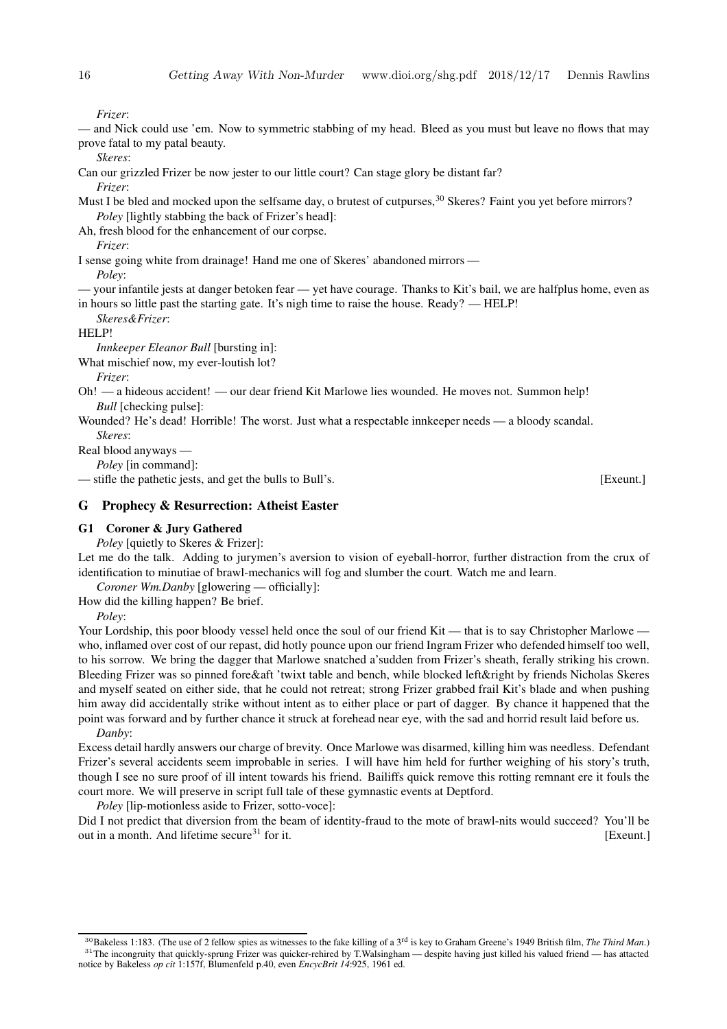*Frizer*:

— and Nick could use 'em. Now to symmetric stabbing of my head. Bleed as you must but leave no flows that may prove fatal to my patal beauty.

*Skeres*:

Can our grizzled Frizer be now jester to our little court? Can stage glory be distant far?

*Frizer*:

Must I be bled and mocked upon the selfsame day, o brutest of cutpurses,[30] Skeres? Faint you yet before mirrors?

*Poley* [lightly stabbing the back of Frizer's head]:

Ah, fresh blood for the enhancement of our corpse.

*Frizer*:

I sense going white from drainage! Hand me one of Skeres' abandoned mirrors —

*Poley*:

— your infantile jests at danger betoken fear — yet have courage. Thanks to Kit's bail, we are halfplus home, even as in hours so little past the starting gate. It's nigh time to raise the house. Ready? — HELP!

*Skeres&Frizer*:

HELP!

*Innkeeper Eleanor Bull* [bursting in]:

What mischief now, my ever-loutish lot?

*Frizer*:

Oh! — a hideous accident! — our dear friend Kit Marlowe lies wounded. He moves not. Summon help!

*Bull* [checking pulse]:

Wounded? He's dead! Horrible! The worst. Just what a respectable innkeeper needs — a bloody scandal.

*Skeres*:

Real blood anyways —

*Poley* [in command]:

— stifle the pathetic jests, and get the bulls to Bull's. [Exeunt.]

## G Prophecy & Resurrection: Atheist Easter

### G1 Coroner & Jury Gathered

*Poley* [quietly to Skeres & Frizer]:

Let me do the talk. Adding to jurymen's aversion to vision of eyeball-horror, further distraction from the crux of identification to minutiae of brawl-mechanics will fog and slumber the court. Watch me and learn.

*Coroner Wm.Danby* [glowering — officially]:

How did the killing happen? Be brief.

*Poley*:

Your Lordship, this poor bloody vessel held once the soul of our friend Kit — that is to say Christopher Marlowe — who, inflamed over cost of our repast, did hotly pounce upon our friend Ingram Frizer who defended himself too well, to his sorrow. We bring the dagger that Marlowe snatched a'sudden from Frizer's sheath, ferally striking his crown. Bleeding Frizer was so pinned fore&aft 'twixt table and bench, while blocked left&right by friends Nicholas Skeres and myself seated on either side, that he could not retreat; strong Frizer grabbed frail Kit's blade and when pushing him away did accidentally strike without intent as to either place or part of dagger. By chance it happened that the point was forward and by further chance it struck at forehead near eye, with the sad and horrid result laid before us.

*Danby*:

Excess detail hardly answers our charge of brevity. Once Marlowe was disarmed, killing him was needless. Defendant Frizer's several accidents seem improbable in series. I will have him held for further weighing of his story's truth, though I see no sure proof of ill intent towards his friend. Bailiffs quick remove this rotting remnant ere it fouls the court more. We will preserve in script full tale of these gymnastic events at Deptford.

*Poley* [lip-motionless aside to Frizer, sotto-voce]:

Did I not predict that diversion from the beam of identity-fraud to the mote of brawl-nits would succeed? You'll be out in a month. And lifetime secure[31] for it. [Exeunt.]

---

[30] Bakeless 1:183. (The use of 2 fellow spies as witnesses to the fake killing of a 3rd is key to Graham Greene's 1949 British film, *The Third Man*.)

[31] The incongruity that quickly-sprung Frizer was quicker-rehired by T.Walsingham — despite having just killed his valued friend — has attacted notice by Bakeless *op cit* 1:157f, Blumenfeld p.40, even *EncycBrit 14*:925, 1961 ed.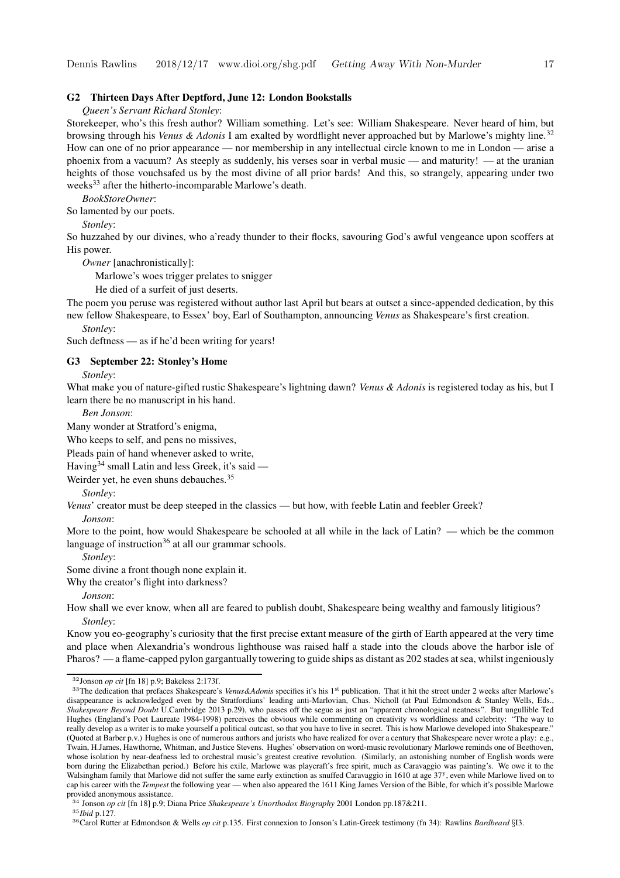### G2 Thirteen Days After Deptford, June 12: London Bookstalls

*Queen's Servant Richard Stonley*:

Storekeeper, who's this fresh author? William something. Let's see: William Shakespeare. Never heard of him, but browsing through his *Venus & Adonis* I am exalted by wordflight never approached but by Marlowe's mighty line.[32] How can one of no prior appearance — nor membership in any intellectual circle known to me in London — arise a phoenix from a vacuum? As steeply as suddenly, his verses soar in verbal music — and maturity! — at the uranian heights of those vouchsafed us by the most divine of all prior bards! And this, so strangely, appearing under two weeks[33] after the hitherto-incomparable Marlowe's death.

*BookStoreOwner*:

So lamented by our poets.

*Stonley*:

So huzzahed by our divines, who a'ready thunder to their flocks, savouring God's awful vengeance upon scoffers at His power.

*Owner* [anachronistically]:

Marlowe's woes trigger prelates to snigger

He died of a surfeit of just deserts.

The poem you peruse was registered without author last April but bears at outset a since-appended dedication, by this new fellow Shakespeare, to Essex' boy, Earl of Southampton, announcing *Venus* as Shakespeare's first creation.

*Stonley*:

Such deftness — as if he'd been writing for years!

### G3 September 22: Stonley's Home

*Stonley*:

What make you of nature-gifted rustic Shakespeare's lightning dawn? *Venus & Adonis* is registered today as his, but I learn there be no manuscript in his hand.

*Ben Jonson*:

Many wonder at Stratford's enigma,

Who keeps to self, and pens no missives,

Pleads pain of hand whenever asked to write,

Having[34] small Latin and less Greek, it's said —

Weirder yet, he even shuns debauches.[35]

*Stonley*:

*Venus*' creator must be deep steeped in the classics — but how, with feeble Latin and feebler Greek?

*Jonson*:

More to the point, how would Shakespeare be schooled at all while in the lack of Latin? — which be the common language of instruction[36] at all our grammar schools.

*Stonley*:

Some divine a front though none explain it.

Why the creator's flight into darkness?

*Jonson*:

How shall we ever know, when all are feared to publish doubt, Shakespeare being wealthy and famously litigious?

*Stonley*:

Know you eo-geography's curiosity that the first precise extant measure of the girth of Earth appeared at the very time and place when Alexandria's wondrous lighthouse was raised half a stade into the clouds above the harbor isle of Pharos? — a flame-capped pylon gargantually towering to guide ships as distant as 202 stades at sea, whilst ingeniously

---

[32] Jonson *op cit* [fn 18] p.9; Bakeless 2:173f.

[33] The dedication that prefaces Shakespeare's *Venus&Adonis* specifies it's his 1st publication. That it hit the street under 2 weeks after Marlowe's disappearance is acknowledged even by the Stratfordians' leading anti-Marlovian, Chas. Nicholl (at Paul Edmondson & Stanley Wells, Eds., *Shakespeare Beyond Doubt* U.Cambridge 2013 p.29), who passes off the segue as just an "apparent chronological neatness". But ungullible Ted Hughes (England's Poet Laureate 1984-1998) perceives the obvious while commenting on creativity vs worldliness and celebrity: "The way to really develop as a writer is to make yourself a political outcast, so that you have to live in secret. This is how Marlowe developed into Shakespeare." (Quoted at Barber p.v.) Hughes is one of numerous authors and jurists who have realized for over a century that Shakespeare never wrote a play: e.g., Twain, H.James, Hawthorne, Whitman, and Justice Stevens. Hughes' observation on word-music revolutionary Marlowe reminds one of Beethoven, whose isolation by near-deafness led to orchestral music's greatest creative revolution. (Similarly, an astonishing number of English words were born during the Elizabethan period.) Before his exile, Marlowe was playcraft's free spirit, much as Caravaggio was painting's. We owe it to the Walsingham family that Marlowe did not suffer the same early extinction as snuffed Caravaggio in 1610 at age 37y, even while Marlowe lived on to cap his career with the *Tempest* the following year — when also appeared the 1611 King James Version of the Bible, for which it's possible Marlowe provided anonymous assistance.

[34] Jonson *op cit* [fn 18] p.9; Diana Price *Shakespeare's Unorthodox Biography* 2001 London pp.187&211.

[35] *Ibid* p.127.

[36] Carol Rutter at Edmondson & Wells *op cit* p.135. First connexion to Jonson's Latin-Greek testimony (fn 34): Rawlins *Bardbeard* §I3.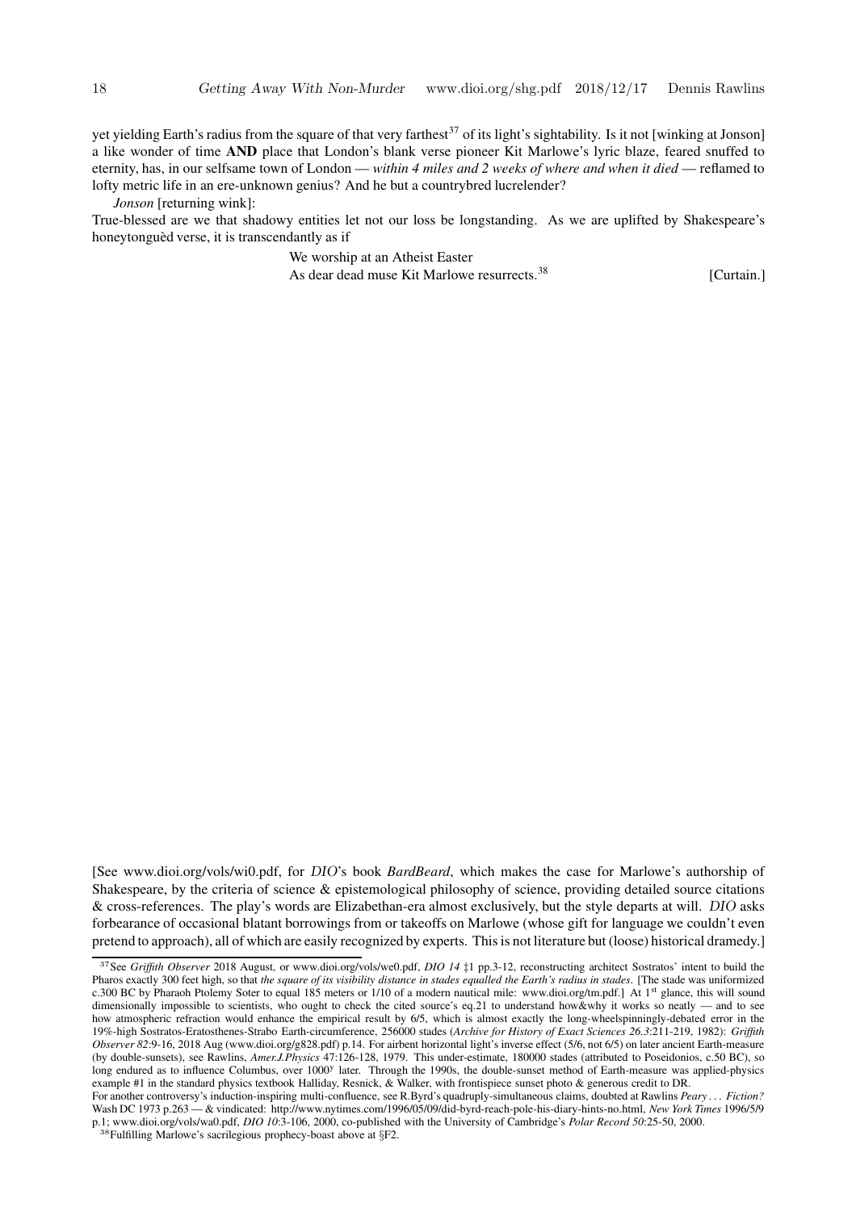yet yielding Earth's radius from the square of that very farthest[37] of its light's sightability. Is it not [winking at Jonson] a like wonder of time **AND** place that London's blank verse pioneer Kit Marlowe's lyric blaze, feared snuffed to eternity, has, in our selfsame town of London — *within 4 miles and 2 weeks of where and when it died* — reflamed to lofty metric life in an ere-unknown genius? And he but a countrybred lucrelender?

*Jonson* [returning wink]:
True-blessed are we that shadowy entities let not our loss be longstanding. As we are uplifted by Shakespeare's honeytonguèd verse, it is transcendantly as if

> We worship at an Atheist Easter
> As dear dead muse Kit Marlowe resurrects.[38] [Curtain.]

[See www.dioi.org/vols/wi0.pdf, for *DIO*'s book *BardBeard*, which makes the case for Marlowe's authorship of Shakespeare, by the criteria of science & epistemological philosophy of science, providing detailed source citations & cross-references. The play's words are Elizabethan-era almost exclusively, but the style departs at will. *DIO* asks forbearance of occasional blatant borrowings from or takeoffs on Marlowe (whose gift for language we couldn't even pretend to approach), all of which are easily recognized by experts. This is not literature but (loose) historical dramedy.]

---

[37] See *Griffith Observer* 2018 August, or www.dioi.org/vols/we0.pdf, *DIO 14* ‡1 pp.3-12, reconstructing architect Sostratos' intent to build the Pharos exactly 300 feet high, so that *the square of its visibility distance in stades equalled the Earth's radius in stades*. [The stade was uniformized c.300 BC by Pharaoh Ptolemy Soter to equal 185 meters or 1/10 of a modern nautical mile: www.dioi.org/tm.pdf.] At 1st glance, this will sound dimensionally impossible to scientists, who ought to check the cited source's eq.21 to understand how&why it works so neatly — and to see how atmospheric refraction would enhance the empirical result by 6/5, which is almost exactly the long-wheelspinningly-debated error in the 19%-high Sostratos-Eratosthenes-Strabo Earth-circumference, 256000 stades (*Archive for History of Exact Sciences 26.3*:211-219, 1982): *Griffith Observer 82*:9-16, 2018 Aug (www.dioi.org/g828.pdf) p.14. For airbent horizontal light's inverse effect (5/6, not 6/5) on later ancient Earth-measure (by double-sunsets), see Rawlins, *Amer.J.Physics* 47:126-128, 1979. This under-estimate, 180000 stades (attributed to Poseidonios, c.50 BC), so long endured as to influence Columbus, over 1000y later. Through the 1990s, the double-sunset method of Earth-measure was applied-physics example #1 in the standard physics textbook Halliday, Resnick, & Walker, with frontispiece sunset photo & generous credit to DR.
For another controversy's induction-inspiring multi-confluence, see R.Byrd's quadruply-simultaneous claims, doubted at Rawlins *Peary . . . Fiction?* Wash DC 1973 p.263 — & vindicated: http://www.nytimes.com/1996/05/09/did-byrd-reach-pole-his-diary-hints-no.html, *New York Times* 1996/5/9 p.1; www.dioi.org/vols/wa0.pdf, *DIO 10*:3-106, 2000, co-published with the University of Cambridge's *Polar Record 50*:25-50, 2000.

[38] Fulfilling Marlowe's sacrilegious prophecy-boast above at §F2.